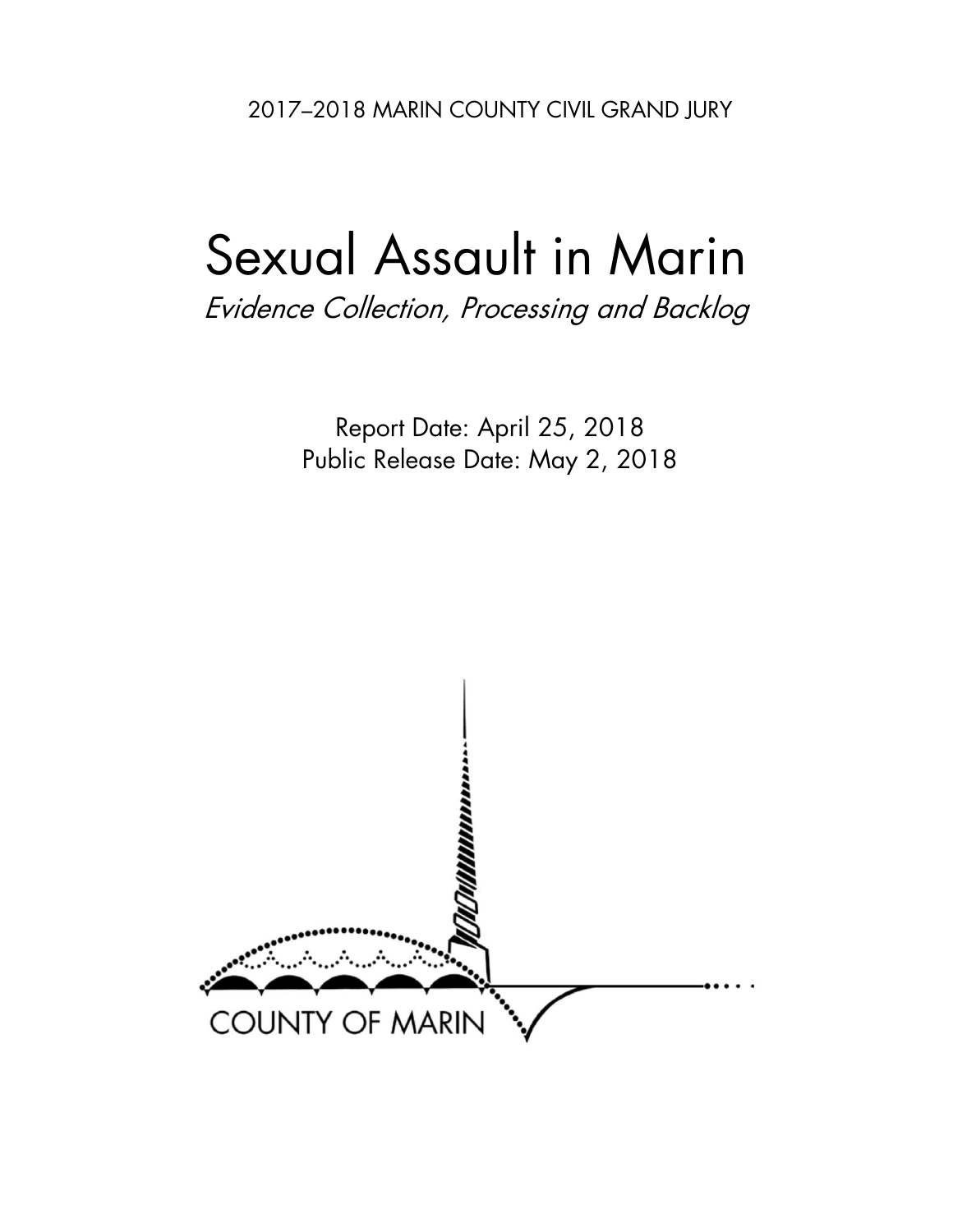2017–2018 MARIN COUNTY CIVIL GRAND JURY

# Sexual Assault in Marin

*Evidence Collection, Processing and Backlog*

Report Date: April 25, 2018
Public Release Date: May 2, 2018

COUNTY OF MARIN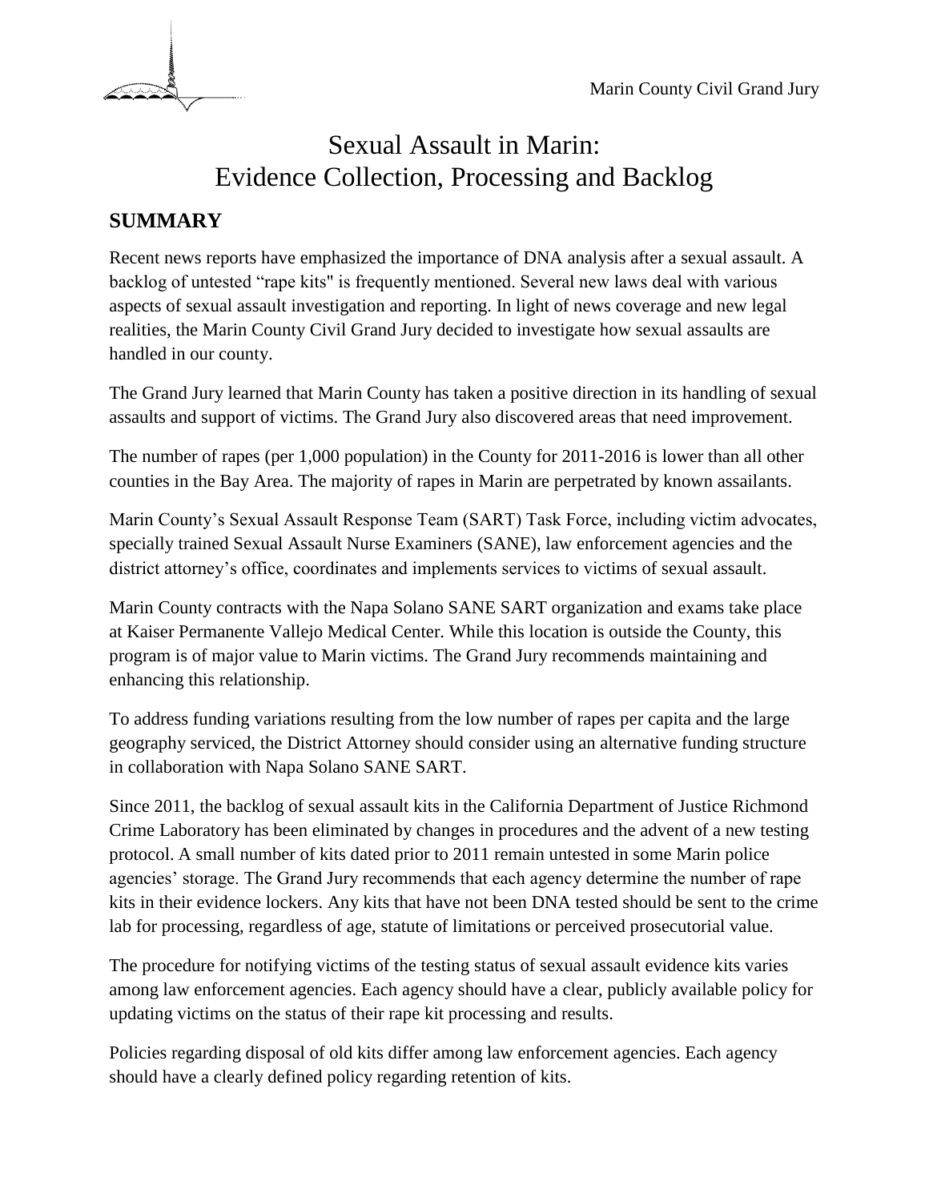# Sexual Assault in Marin: Evidence Collection, Processing and Backlog

## SUMMARY

Recent news reports have emphasized the importance of DNA analysis after a sexual assault. A backlog of untested "rape kits" is frequently mentioned. Several new laws deal with various aspects of sexual assault investigation and reporting. In light of news coverage and new legal realities, the Marin County Civil Grand Jury decided to investigate how sexual assaults are handled in our county.

The Grand Jury learned that Marin County has taken a positive direction in its handling of sexual assaults and support of victims. The Grand Jury also discovered areas that need improvement.

The number of rapes (per 1,000 population) in the County for 2011-2016 is lower than all other counties in the Bay Area. The majority of rapes in Marin are perpetrated by known assailants.

Marin County's Sexual Assault Response Team (SART) Task Force, including victim advocates, specially trained Sexual Assault Nurse Examiners (SANE), law enforcement agencies and the district attorney's office, coordinates and implements services to victims of sexual assault.

Marin County contracts with the Napa Solano SANE SART organization and exams take place at Kaiser Permanente Vallejo Medical Center. While this location is outside the County, this program is of major value to Marin victims. The Grand Jury recommends maintaining and enhancing this relationship.

To address funding variations resulting from the low number of rapes per capita and the large geography serviced, the District Attorney should consider using an alternative funding structure in collaboration with Napa Solano SANE SART.

Since 2011, the backlog of sexual assault kits in the California Department of Justice Richmond Crime Laboratory has been eliminated by changes in procedures and the advent of a new testing protocol. A small number of kits dated prior to 2011 remain untested in some Marin police agencies' storage. The Grand Jury recommends that each agency determine the number of rape kits in their evidence lockers. Any kits that have not been DNA tested should be sent to the crime lab for processing, regardless of age, statute of limitations or perceived prosecutorial value.

The procedure for notifying victims of the testing status of sexual assault evidence kits varies among law enforcement agencies. Each agency should have a clear, publicly available policy for updating victims on the status of their rape kit processing and results.

Policies regarding disposal of old kits differ among law enforcement agencies. Each agency should have a clearly defined policy regarding retention of kits.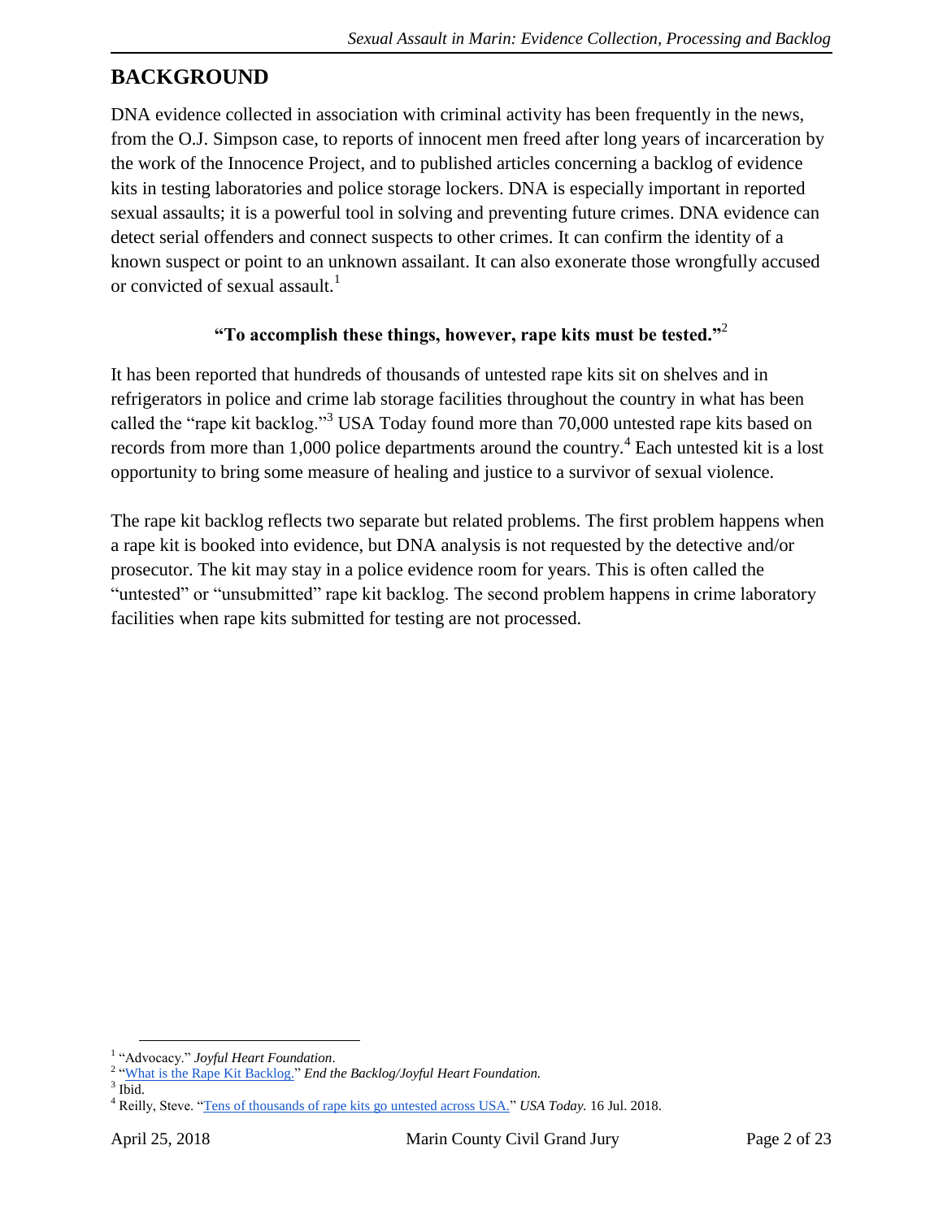# BACKGROUND

DNA evidence collected in association with criminal activity has been frequently in the news, from the O.J. Simpson case, to reports of innocent men freed after long years of incarceration by the work of the Innocence Project, and to published articles concerning a backlog of evidence kits in testing laboratories and police storage lockers. DNA is especially important in reported sexual assaults; it is a powerful tool in solving and preventing future crimes. DNA evidence can detect serial offenders and connect suspects to other crimes. It can confirm the identity of a known suspect or point to an unknown assailant. It can also exonerate those wrongfully accused or convicted of sexual assault.[1]

**"To accomplish these things, however, rape kits must be tested."**[2]

It has been reported that hundreds of thousands of untested rape kits sit on shelves and in refrigerators in police and crime lab storage facilities throughout the country in what has been called the "rape kit backlog."[3] USA Today found more than 70,000 untested rape kits based on records from more than 1,000 police departments around the country.[4] Each untested kit is a lost opportunity to bring some measure of healing and justice to a survivor of sexual violence.

The rape kit backlog reflects two separate but related problems. The first problem happens when a rape kit is booked into evidence, but DNA analysis is not requested by the detective and/or prosecutor. The kit may stay in a police evidence room for years. This is often called the "untested" or "unsubmitted" rape kit backlog. The second problem happens in crime laboratory facilities when rape kits submitted for testing are not processed.

---

[1] "Advocacy." *Joyful Heart Foundation*.

[2] "What is the Rape Kit Backlog." *End the Backlog/Joyful Heart Foundation.*

[3] Ibid.

[4] Reilly, Steve. "Tens of thousands of rape kits go untested across USA." *USA Today.* 16 Jul. 2018.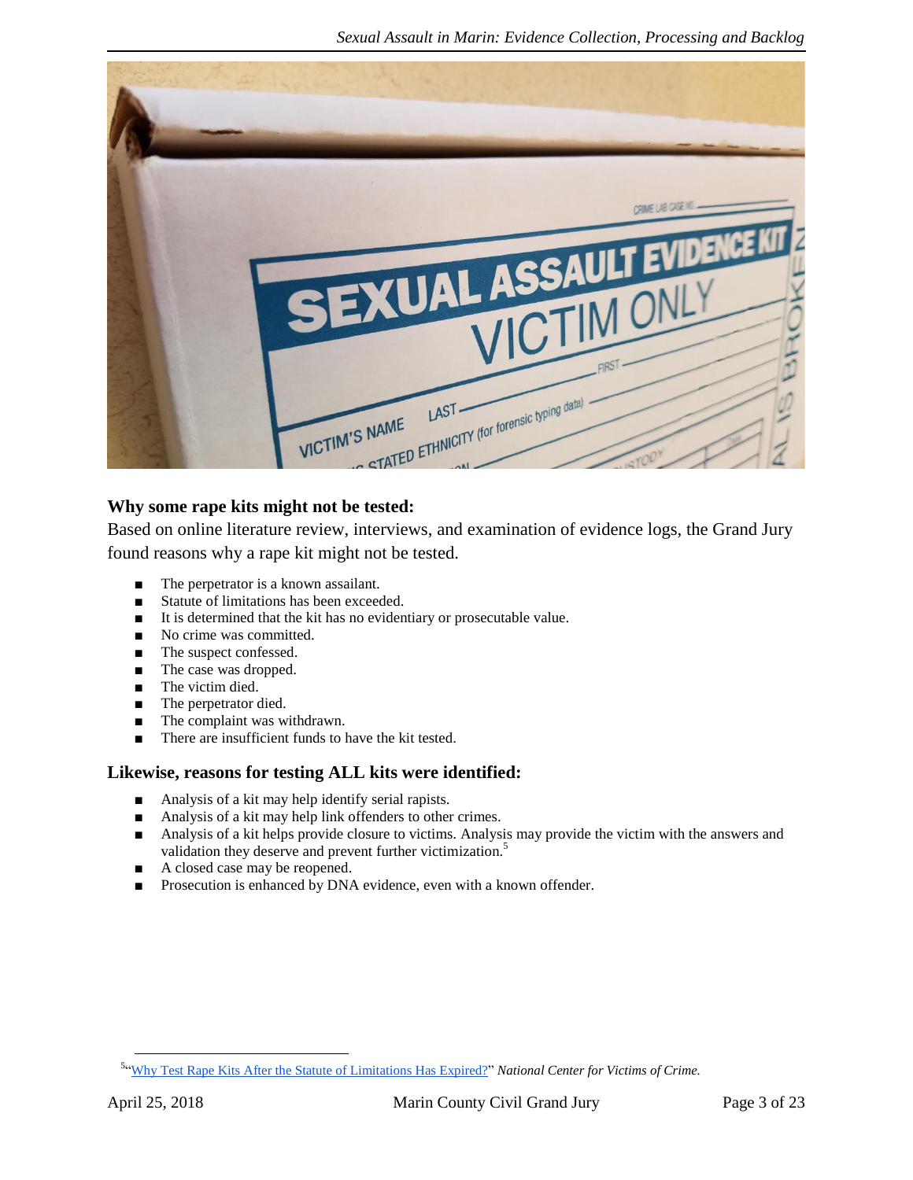### Why some rape kits might not be tested:

Based on online literature review, interviews, and examination of evidence logs, the Grand Jury found reasons why a rape kit might not be tested.

- The perpetrator is a known assailant.
- Statute of limitations has been exceeded.
- It is determined that the kit has no evidentiary or prosecutable value.
- No crime was committed.
- The suspect confessed.
- The case was dropped.
- The victim died.
- The perpetrator died.
- The complaint was withdrawn.
- There are insufficient funds to have the kit tested.

### Likewise, reasons for testing ALL kits were identified:

- Analysis of a kit may help identify serial rapists.
- Analysis of a kit may help link offenders to other crimes.
- Analysis of a kit helps provide closure to victims. Analysis may provide the victim with the answers and validation they deserve and prevent further victimization.[5]
- A closed case may be reopened.
- Prosecution is enhanced by DNA evidence, even with a known offender.

[5] "Why Test Rape Kits After the Statute of Limitations Has Expired?" *National Center for Victims of Crime.*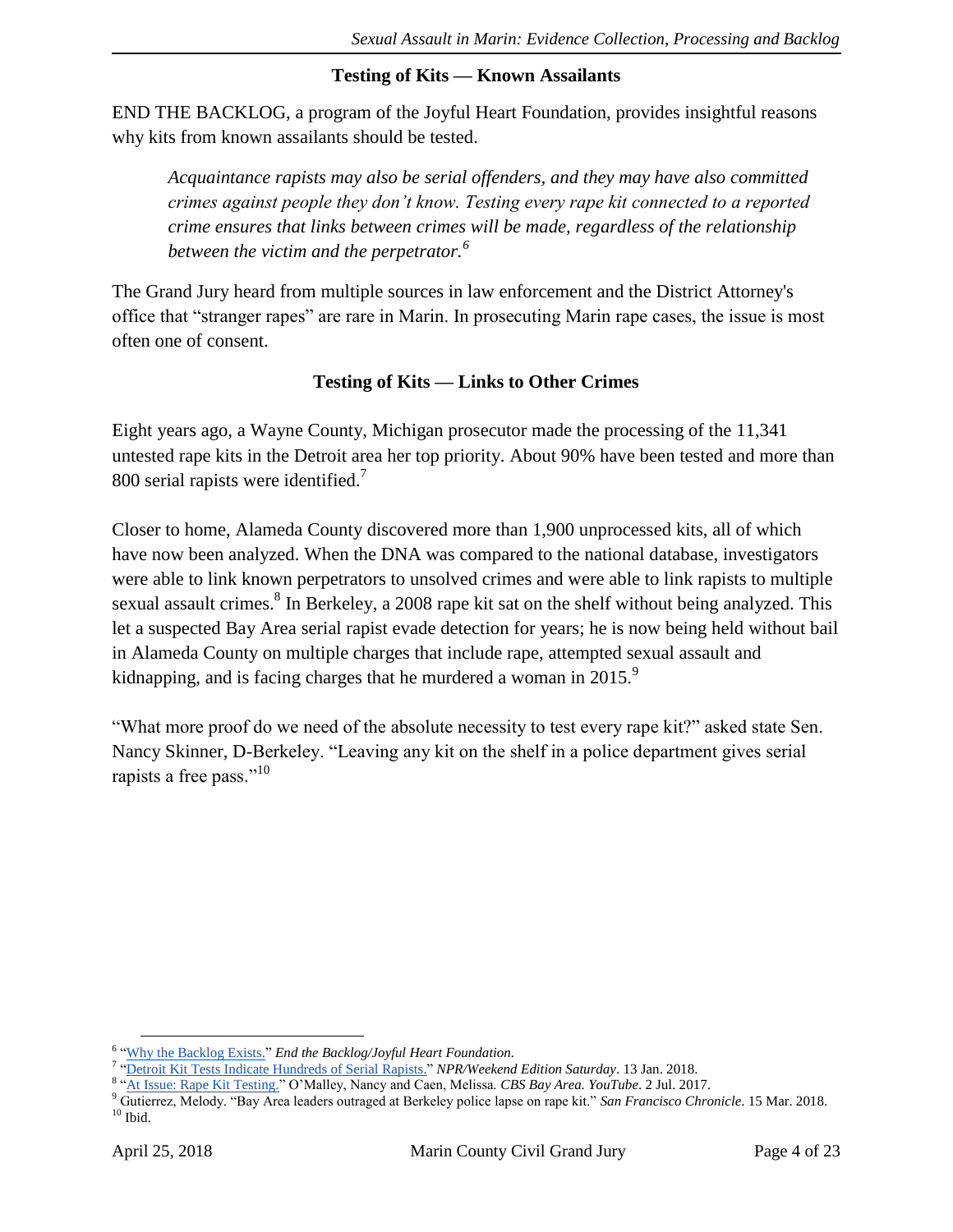### Testing of Kits — Known Assailants

END THE BACKLOG, a program of the Joyful Heart Foundation, provides insightful reasons why kits from known assailants should be tested.

> *Acquaintance rapists may also be serial offenders, and they may have also committed crimes against people they don't know. Testing every rape kit connected to a reported crime ensures that links between crimes will be made, regardless of the relationship between the victim and the perpetrator.*[6]

The Grand Jury heard from multiple sources in law enforcement and the District Attorney's office that "stranger rapes" are rare in Marin. In prosecuting Marin rape cases, the issue is most often one of consent.

### Testing of Kits — Links to Other Crimes

Eight years ago, a Wayne County, Michigan prosecutor made the processing of the 11,341 untested rape kits in the Detroit area her top priority. About 90% have been tested and more than 800 serial rapists were identified.[7]

Closer to home, Alameda County discovered more than 1,900 unprocessed kits, all of which have now been analyzed. When the DNA was compared to the national database, investigators were able to link known perpetrators to unsolved crimes and were able to link rapists to multiple sexual assault crimes.[8] In Berkeley, a 2008 rape kit sat on the shelf without being analyzed. This let a suspected Bay Area serial rapist evade detection for years; he is now being held without bail in Alameda County on multiple charges that include rape, attempted sexual assault and kidnapping, and is facing charges that he murdered a woman in 2015.[9]

"What more proof do we need of the absolute necessity to test every rape kit?" asked state Sen. Nancy Skinner, D-Berkeley. "Leaving any kit on the shelf in a police department gives serial rapists a free pass."[10]

---

[6] "Why the Backlog Exists." *End the Backlog/Joyful Heart Foundation.*

[7] "Detroit Kit Tests Indicate Hundreds of Serial Rapists." *NPR/Weekend Edition Saturday*. 13 Jan. 2018.

[8] "At Issue: Rape Kit Testing." O'Malley, Nancy and Caen, Melissa. *CBS Bay Area. YouTube*. 2 Jul. 2017.

[9] Gutierrez, Melody. "Bay Area leaders outraged at Berkeley police lapse on rape kit." *San Francisco Chronicle*. 15 Mar. 2018.

[10] Ibid.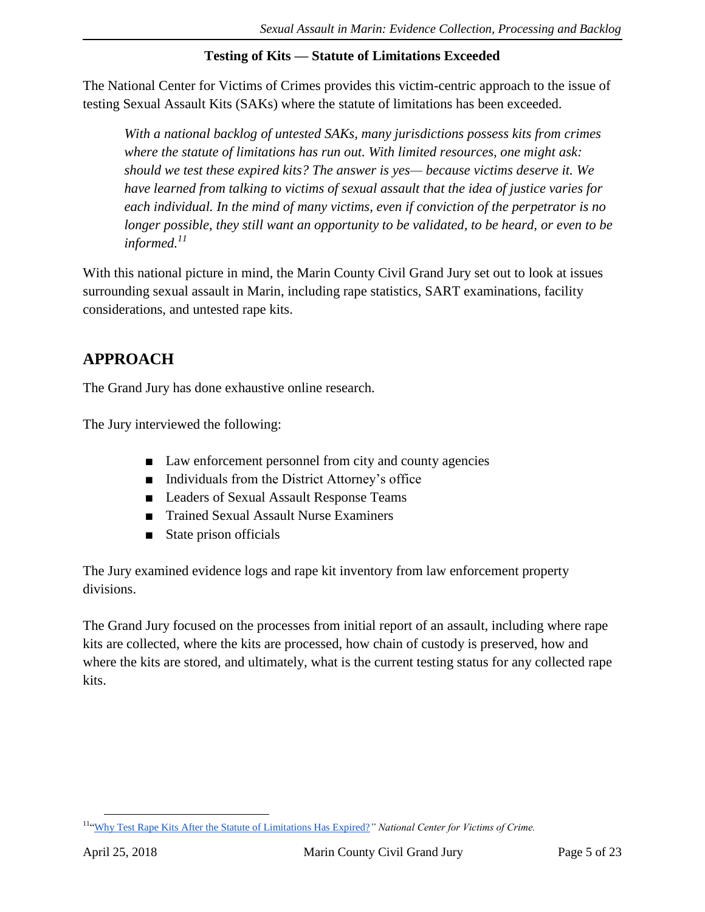**Testing of Kits — Statute of Limitations Exceeded**

The National Center for Victims of Crimes provides this victim-centric approach to the issue of testing Sexual Assault Kits (SAKs) where the statute of limitations has been exceeded.

> *With a national backlog of untested SAKs, many jurisdictions possess kits from crimes where the statute of limitations has run out. With limited resources, one might ask: should we test these expired kits? The answer is yes— because victims deserve it. We have learned from talking to victims of sexual assault that the idea of justice varies for each individual. In the mind of many victims, even if conviction of the perpetrator is no longer possible, they still want an opportunity to be validated, to be heard, or even to be informed.*[11]

With this national picture in mind, the Marin County Civil Grand Jury set out to look at issues surrounding sexual assault in Marin, including rape statistics, SART examinations, facility considerations, and untested rape kits.

## APPROACH

The Grand Jury has done exhaustive online research.

The Jury interviewed the following:

- Law enforcement personnel from city and county agencies
- Individuals from the District Attorney's office
- Leaders of Sexual Assault Response Teams
- Trained Sexual Assault Nurse Examiners
- State prison officials

The Jury examined evidence logs and rape kit inventory from law enforcement property divisions.

The Grand Jury focused on the processes from initial report of an assault, including where rape kits are collected, where the kits are processed, how chain of custody is preserved, how and where the kits are stored, and ultimately, what is the current testing status for any collected rape kits.

---

[11] "Why Test Rape Kits After the Statute of Limitations Has Expired?" *National Center for Victims of Crime.*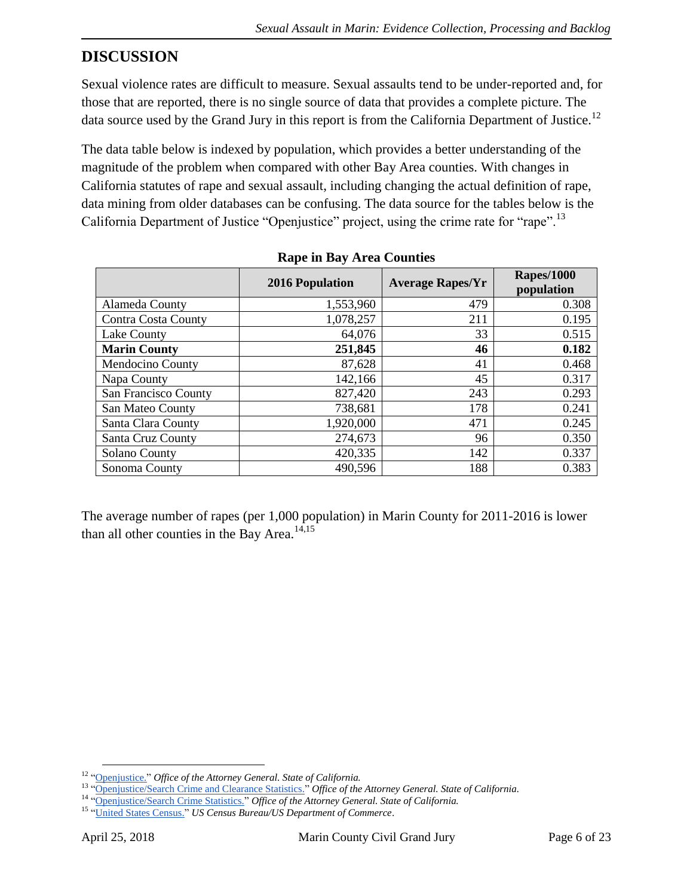## DISCUSSION

Sexual violence rates are difficult to measure. Sexual assaults tend to be under-reported and, for those that are reported, there is no single source of data that provides a complete picture. The data source used by the Grand Jury in this report is from the California Department of Justice.[12]

The data table below is indexed by population, which provides a better understanding of the magnitude of the problem when compared with other Bay Area counties. With changes in California statutes of rape and sexual assault, including changing the actual definition of rape, data mining from older databases can be confusing. The data source for the tables below is the California Department of Justice "Openjustice" project, using the crime rate for "rape".[13]

**Rape in Bay Area Counties**

| | 2016 Population | Average Rapes/Yr | Rapes/1000 population |
|---|---:|---:|---:|
| Alameda County | 1,553,960 | 479 | 0.308 |
| Contra Costa County | 1,078,257 | 211 | 0.195 |
| Lake County | 64,076 | 33 | 0.515 |
| **Marin County** | **251,845** | **46** | **0.182** |
| Mendocino County | 87,628 | 41 | 0.468 |
| Napa County | 142,166 | 45 | 0.317 |
| San Francisco County | 827,420 | 243 | 0.293 |
| San Mateo County | 738,681 | 178 | 0.241 |
| Santa Clara County | 1,920,000 | 471 | 0.245 |
| Santa Cruz County | 274,673 | 96 | 0.350 |
| Solano County | 420,335 | 142 | 0.337 |
| Sonoma County | 490,596 | 188 | 0.383 |

The average number of rapes (per 1,000 population) in Marin County for 2011-2016 is lower than all other counties in the Bay Area.[14,15]

---

[12] "Openjustice." *Office of the Attorney General. State of California.*

[13] "Openjustice/Search Crime and Clearance Statistics." *Office of the Attorney General. State of California.*

[14] "Openjustice/Search Crime Statistics." *Office of the Attorney General. State of California.*

[15] "United States Census." *US Census Bureau/US Department of Commerce*.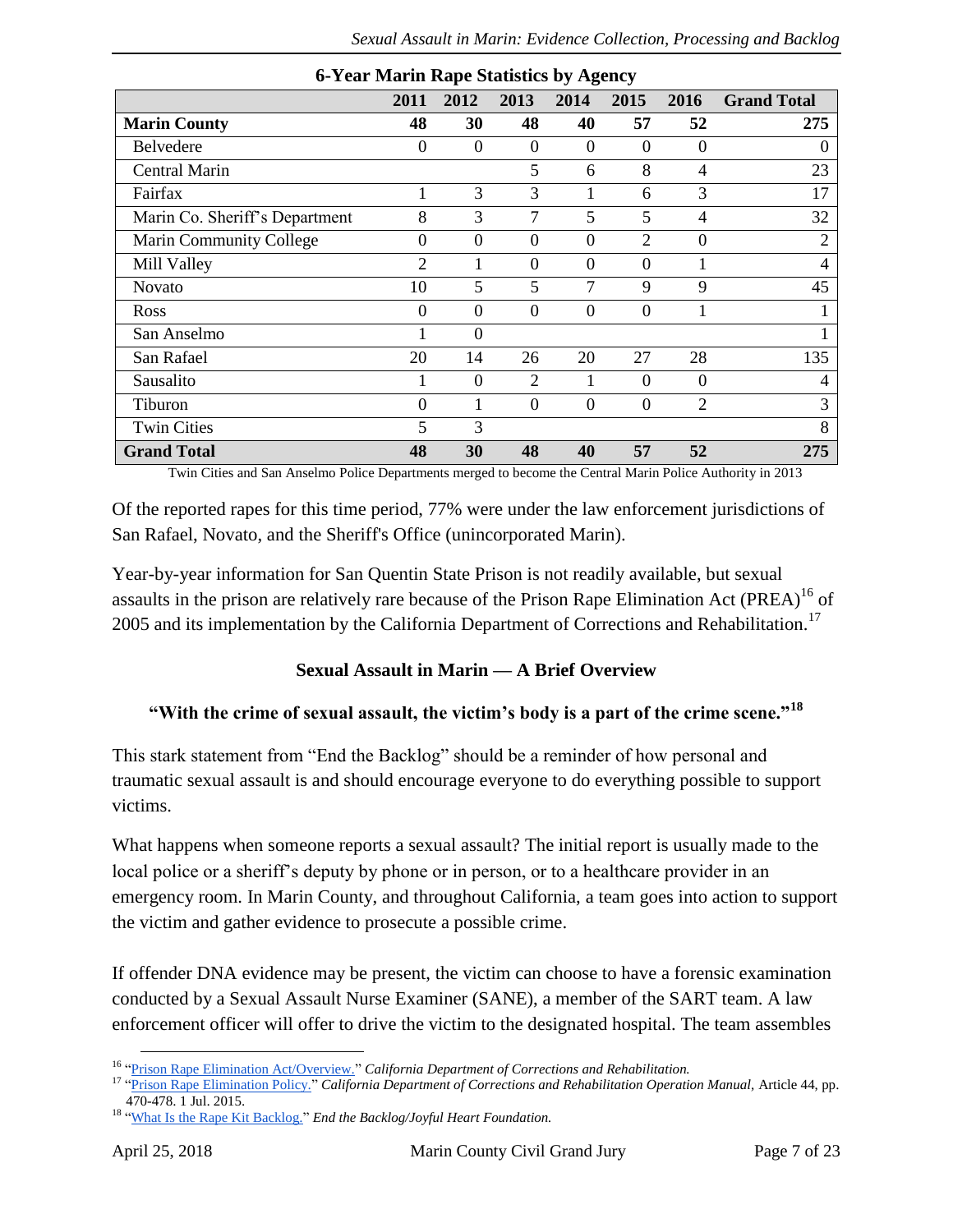**6-Year Marin Rape Statistics by Agency**

| | 2011 | 2012 | 2013 | 2014 | 2015 | 2016 | Grand Total |
|---|---|---|---|---|---|---|---|
| **Marin County** | **48** | **30** | **48** | **40** | **57** | **52** | **275** |
| Belvedere | 0 | 0 | 0 | 0 | 0 | 0 | 0 |
| Central Marin | | | 5 | 6 | 8 | 4 | 23 |
| Fairfax | 1 | 3 | 3 | 1 | 6 | 3 | 17 |
| Marin Co. Sheriff's Department | 8 | 3 | 7 | 5 | 5 | 4 | 32 |
| Marin Community College | 0 | 0 | 0 | 0 | 2 | 0 | 2 |
| Mill Valley | 2 | 1 | 0 | 0 | 0 | 1 | 4 |
| Novato | 10 | 5 | 5 | 7 | 9 | 9 | 45 |
| Ross | 0 | 0 | 0 | 0 | 0 | 1 | 1 |
| San Anselmo | 1 | 0 | | | | | 1 |
| San Rafael | 20 | 14 | 26 | 20 | 27 | 28 | 135 |
| Sausalito | 1 | 0 | 2 | 1 | 0 | 0 | 4 |
| Tiburon | 0 | 1 | 0 | 0 | 0 | 2 | 3 |
| Twin Cities | 5 | 3 | | | | | 8 |
| **Grand Total** | **48** | **30** | **48** | **40** | **57** | **52** | **275** |

Twin Cities and San Anselmo Police Departments merged to become the Central Marin Police Authority in 2013

Of the reported rapes for this time period, 77% were under the law enforcement jurisdictions of San Rafael, Novato, and the Sheriff's Office (unincorporated Marin).

Year-by-year information for San Quentin State Prison is not readily available, but sexual assaults in the prison are relatively rare because of the Prison Rape Elimination Act (PREA)[16] of 2005 and its implementation by the California Department of Corrections and Rehabilitation.[17]

## Sexual Assault in Marin — A Brief Overview

### "With the crime of sexual assault, the victim's body is a part of the crime scene."[18]

This stark statement from "End the Backlog" should be a reminder of how personal and traumatic sexual assault is and should encourage everyone to do everything possible to support victims.

What happens when someone reports a sexual assault? The initial report is usually made to the local police or a sheriff's deputy by phone or in person, or to a healthcare provider in an emergency room. In Marin County, and throughout California, a team goes into action to support the victim and gather evidence to prosecute a possible crime.

If offender DNA evidence may be present, the victim can choose to have a forensic examination conducted by a Sexual Assault Nurse Examiner (SANE), a member of the SART team. A law enforcement officer will offer to drive the victim to the designated hospital. The team assembles

---

[16] "Prison Rape Elimination Act/Overview." *California Department of Corrections and Rehabilitation.*

[17] "Prison Rape Elimination Policy." *California Department of Corrections and Rehabilitation Operation Manual,* Article 44, pp. 470-478. 1 Jul. 2015.

[18] "What Is the Rape Kit Backlog." *End the Backlog/Joyful Heart Foundation.*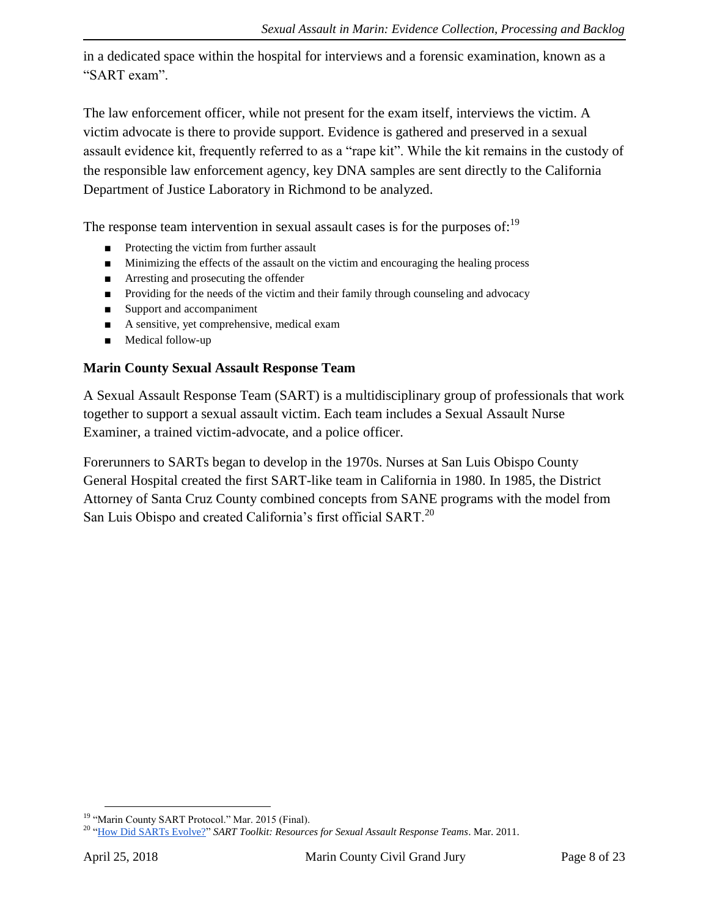in a dedicated space within the hospital for interviews and a forensic examination, known as a "SART exam".

The law enforcement officer, while not present for the exam itself, interviews the victim. A victim advocate is there to provide support. Evidence is gathered and preserved in a sexual assault evidence kit, frequently referred to as a "rape kit". While the kit remains in the custody of the responsible law enforcement agency, key DNA samples are sent directly to the California Department of Justice Laboratory in Richmond to be analyzed.

The response team intervention in sexual assault cases is for the purposes of:[19]

- Protecting the victim from further assault
- Minimizing the effects of the assault on the victim and encouraging the healing process
- Arresting and prosecuting the offender
- Providing for the needs of the victim and their family through counseling and advocacy
- Support and accompaniment
- A sensitive, yet comprehensive, medical exam
- Medical follow-up

### Marin County Sexual Assault Response Team

A Sexual Assault Response Team (SART) is a multidisciplinary group of professionals that work together to support a sexual assault victim. Each team includes a Sexual Assault Nurse Examiner, a trained victim-advocate, and a police officer.

Forerunners to SARTs began to develop in the 1970s. Nurses at San Luis Obispo County General Hospital created the first SART-like team in California in 1980. In 1985, the District Attorney of Santa Cruz County combined concepts from SANE programs with the model from San Luis Obispo and created California's first official SART.[20]

---

[19] "Marin County SART Protocol." Mar. 2015 (Final).

[20] "How Did SARTs Evolve?" *SART Toolkit: Resources for Sexual Assault Response Teams*. Mar. 2011.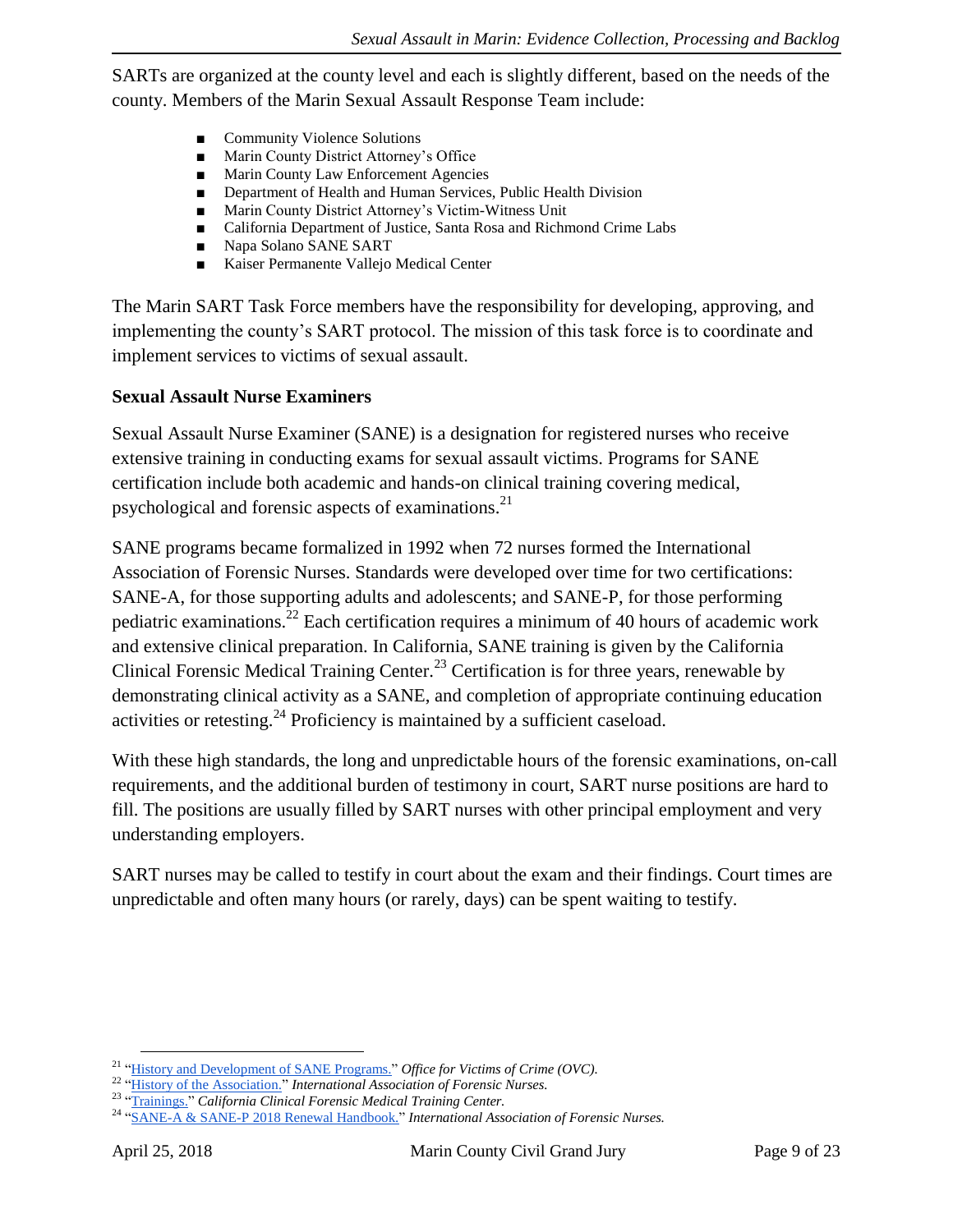SARTs are organized at the county level and each is slightly different, based on the needs of the county. Members of the Marin Sexual Assault Response Team include:

- Community Violence Solutions
- Marin County District Attorney's Office
- Marin County Law Enforcement Agencies
- Department of Health and Human Services, Public Health Division
- Marin County District Attorney's Victim-Witness Unit
- California Department of Justice, Santa Rosa and Richmond Crime Labs
- Napa Solano SANE SART
- Kaiser Permanente Vallejo Medical Center

The Marin SART Task Force members have the responsibility for developing, approving, and implementing the county's SART protocol. The mission of this task force is to coordinate and implement services to victims of sexual assault.

### Sexual Assault Nurse Examiners

Sexual Assault Nurse Examiner (SANE) is a designation for registered nurses who receive extensive training in conducting exams for sexual assault victims. Programs for SANE certification include both academic and hands-on clinical training covering medical, psychological and forensic aspects of examinations.[21]

SANE programs became formalized in 1992 when 72 nurses formed the International Association of Forensic Nurses. Standards were developed over time for two certifications: SANE-A, for those supporting adults and adolescents; and SANE-P, for those performing pediatric examinations.[22] Each certification requires a minimum of 40 hours of academic work and extensive clinical preparation. In California, SANE training is given by the California Clinical Forensic Medical Training Center.[23] Certification is for three years, renewable by demonstrating clinical activity as a SANE, and completion of appropriate continuing education activities or retesting.[24] Proficiency is maintained by a sufficient caseload.

With these high standards, the long and unpredictable hours of the forensic examinations, on-call requirements, and the additional burden of testimony in court, SART nurse positions are hard to fill. The positions are usually filled by SART nurses with other principal employment and very understanding employers.

SART nurses may be called to testify in court about the exam and their findings. Court times are unpredictable and often many hours (or rarely, days) can be spent waiting to testify.

---

[21] "History and Development of SANE Programs." *Office for Victims of Crime (OVC).*

[22] "History of the Association." *International Association of Forensic Nurses.*

[23] "Trainings." *California Clinical Forensic Medical Training Center.*

[24] "SANE-A & SANE-P 2018 Renewal Handbook." *International Association of Forensic Nurses.*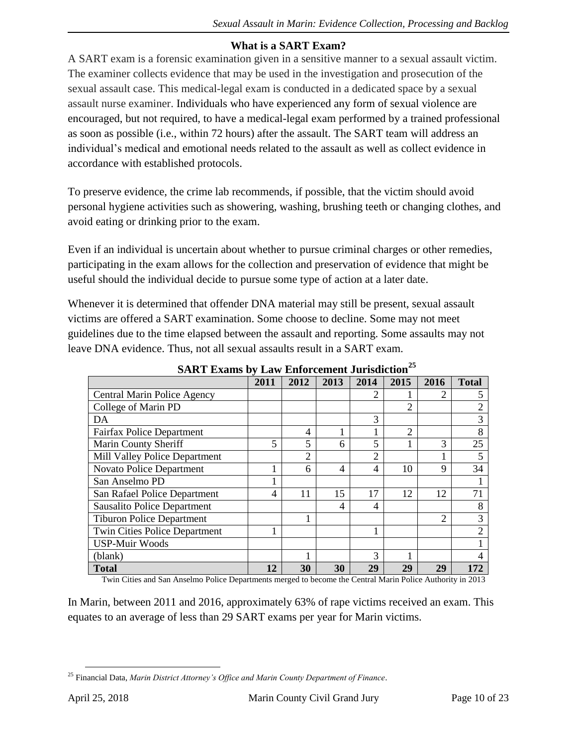### What is a SART Exam?

A SART exam is a forensic examination given in a sensitive manner to a sexual assault victim. The examiner collects evidence that may be used in the investigation and prosecution of the sexual assault case. This medical-legal exam is conducted in a dedicated space by a sexual assault nurse examiner. Individuals who have experienced any form of sexual violence are encouraged, but not required, to have a medical-legal exam performed by a trained professional as soon as possible (i.e., within 72 hours) after the assault. The SART team will address an individual's medical and emotional needs related to the assault as well as collect evidence in accordance with established protocols.

To preserve evidence, the crime lab recommends, if possible, that the victim should avoid personal hygiene activities such as showering, washing, brushing teeth or changing clothes, and avoid eating or drinking prior to the exam.

Even if an individual is uncertain about whether to pursue criminal charges or other remedies, participating in the exam allows for the collection and preservation of evidence that might be useful should the individual decide to pursue some type of action at a later date.

Whenever it is determined that offender DNA material may still be present, sexual assault victims are offered a SART examination. Some choose to decline. Some may not meet guidelines due to the time elapsed between the assault and reporting. Some assaults may not leave DNA evidence. Thus, not all sexual assaults result in a SART exam.

**SART Exams by Law Enforcement Jurisdiction**[25]

| | 2011 | 2012 | 2013 | 2014 | 2015 | 2016 | Total |
|---|---|---|---|---|---|---|---|
| Central Marin Police Agency | | | | 2 | 1 | 2 | 5 |
| College of Marin PD | | | | | 2 | | 2 |
| DA | | | | 3 | | | 3 |
| Fairfax Police Department | | 4 | 1 | 1 | 2 | | 8 |
| Marin County Sheriff | 5 | 5 | 6 | 5 | 1 | 3 | 25 |
| Mill Valley Police Department | | 2 | | 2 | | 1 | 5 |
| Novato Police Department | 1 | 6 | 4 | 4 | 10 | 9 | 34 |
| San Anselmo PD | 1 | | | | | | 1 |
| San Rafael Police Department | 4 | 11 | 15 | 17 | 12 | 12 | 71 |
| Sausalito Police Department | | | 4 | 4 | | | 8 |
| Tiburon Police Department | | 1 | | | | 2 | 3 |
| Twin Cities Police Department | 1 | | | 1 | | | 2 |
| USP-Muir Woods | | | | | | | 1 |
| (blank) | | 1 | | 3 | 1 | | 4 |
| **Total** | **12** | **30** | **30** | **29** | **29** | **29** | **172** |

Twin Cities and San Anselmo Police Departments merged to become the Central Marin Police Authority in 2013

In Marin, between 2011 and 2016, approximately 63% of rape victims received an exam. This equates to an average of less than 29 SART exams per year for Marin victims.

[25] Financial Data, *Marin District Attorney's Office and Marin County Department of Finance*.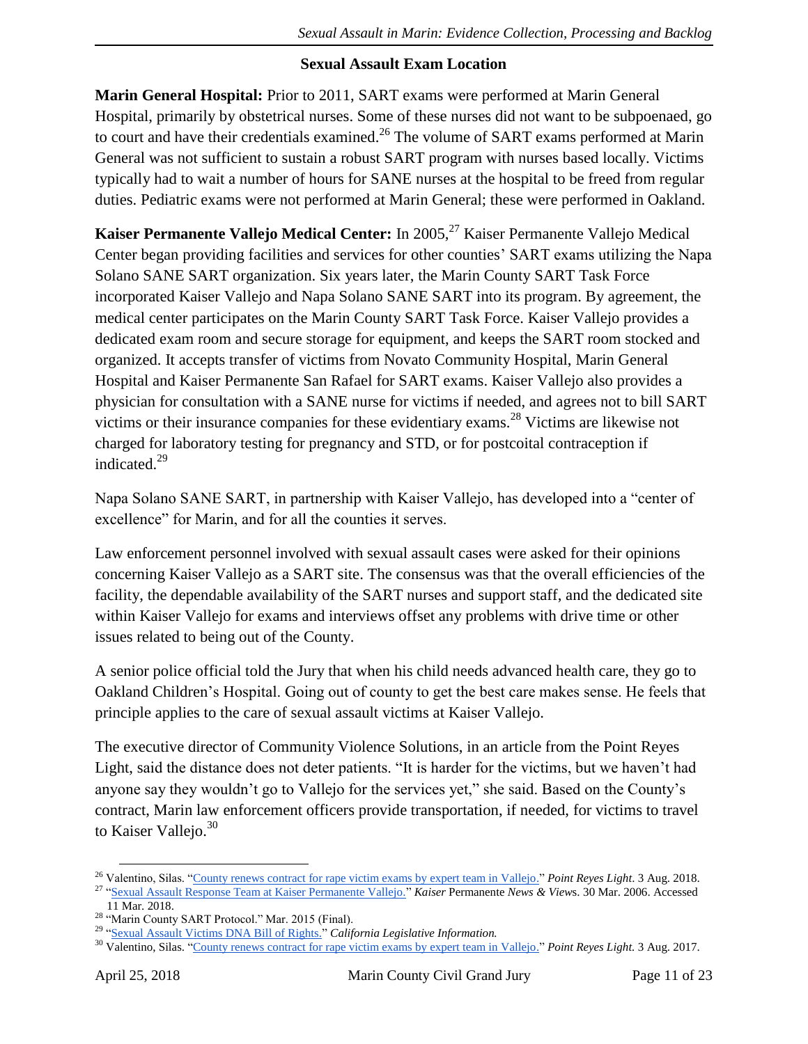## Sexual Assault Exam Location

**Marin General Hospital:** Prior to 2011, SART exams were performed at Marin General Hospital, primarily by obstetrical nurses. Some of these nurses did not want to be subpoenaed, go to court and have their credentials examined.[26] The volume of SART exams performed at Marin General was not sufficient to sustain a robust SART program with nurses based locally. Victims typically had to wait a number of hours for SANE nurses at the hospital to be freed from regular duties. Pediatric exams were not performed at Marin General; these were performed in Oakland.

**Kaiser Permanente Vallejo Medical Center:** In 2005,[27] Kaiser Permanente Vallejo Medical Center began providing facilities and services for other counties' SART exams utilizing the Napa Solano SANE SART organization. Six years later, the Marin County SART Task Force incorporated Kaiser Vallejo and Napa Solano SANE SART into its program. By agreement, the medical center participates on the Marin County SART Task Force. Kaiser Vallejo provides a dedicated exam room and secure storage for equipment, and keeps the SART room stocked and organized. It accepts transfer of victims from Novato Community Hospital, Marin General Hospital and Kaiser Permanente San Rafael for SART exams. Kaiser Vallejo also provides a physician for consultation with a SANE nurse for victims if needed, and agrees not to bill SART victims or their insurance companies for these evidentiary exams.[28] Victims are likewise not charged for laboratory testing for pregnancy and STD, or for postcoital contraception if indicated.[29]

Napa Solano SANE SART, in partnership with Kaiser Vallejo, has developed into a "center of excellence" for Marin, and for all the counties it serves.

Law enforcement personnel involved with sexual assault cases were asked for their opinions concerning Kaiser Vallejo as a SART site. The consensus was that the overall efficiencies of the facility, the dependable availability of the SART nurses and support staff, and the dedicated site within Kaiser Vallejo for exams and interviews offset any problems with drive time or other issues related to being out of the County.

A senior police official told the Jury that when his child needs advanced health care, they go to Oakland Children's Hospital. Going out of county to get the best care makes sense. He feels that principle applies to the care of sexual assault victims at Kaiser Vallejo.

The executive director of Community Violence Solutions, in an article from the Point Reyes Light, said the distance does not deter patients. "It is harder for the victims, but we haven't had anyone say they wouldn't go to Vallejo for the services yet," she said. Based on the County's contract, Marin law enforcement officers provide transportation, if needed, for victims to travel to Kaiser Vallejo.[30]

---

[26] Valentino, Silas. "County renews contract for rape victim exams by expert team in Vallejo." *Point Reyes Light*. 3 Aug. 2018.

[27] "Sexual Assault Response Team at Kaiser Permanente Vallejo." *Kaiser* Permanente *News & Views*. 30 Mar. 2006. Accessed 11 Mar. 2018.

[28] "Marin County SART Protocol." Mar. 2015 (Final).

[29] "Sexual Assault Victims DNA Bill of Rights." *California Legislative Information.*

[30] Valentino, Silas. "County renews contract for rape victim exams by expert team in Vallejo." *Point Reyes Light.* 3 Aug. 2017.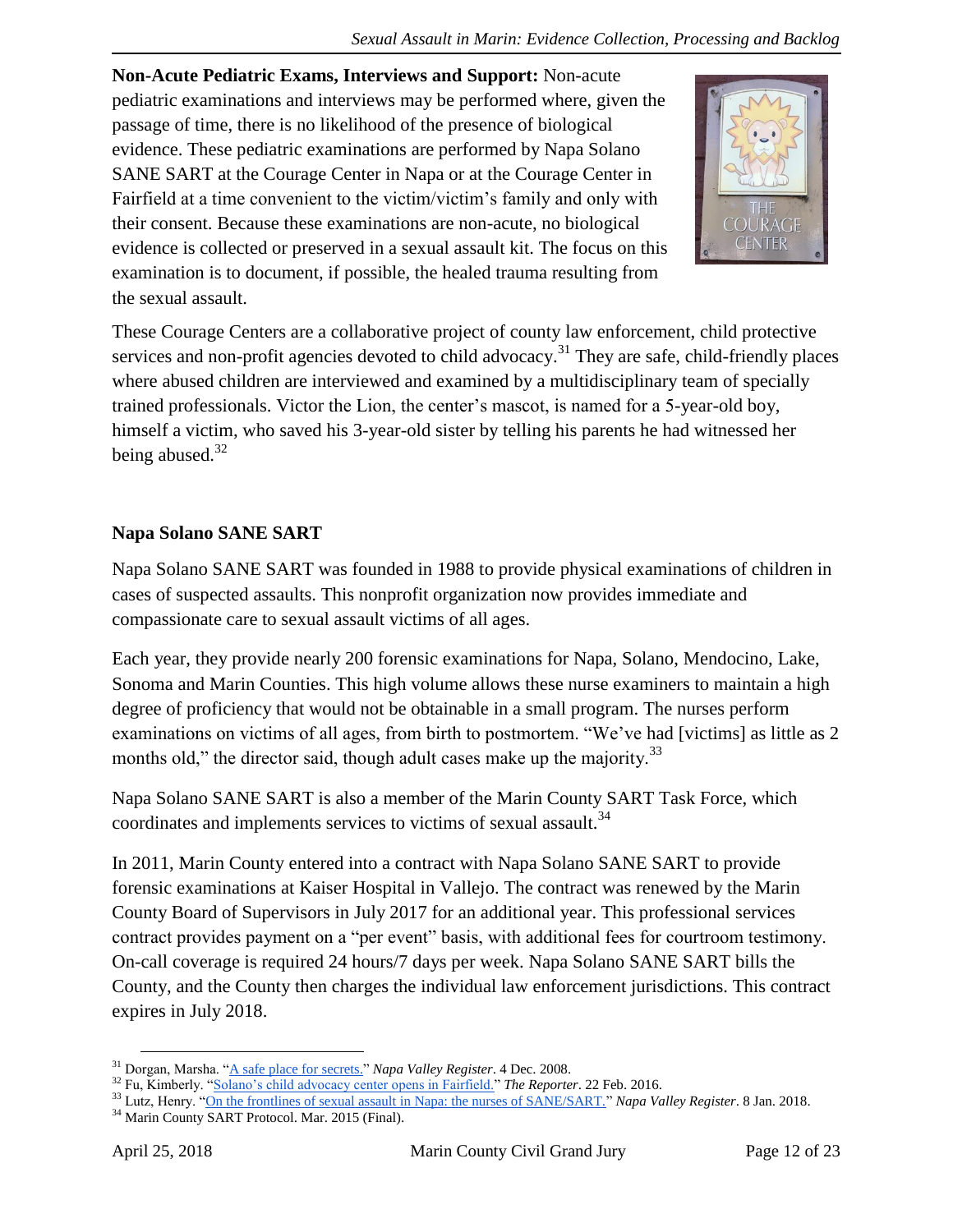**Non-Acute Pediatric Exams, Interviews and Support:** Non-acute pediatric examinations and interviews may be performed where, given the passage of time, there is no likelihood of the presence of biological evidence. These pediatric examinations are performed by Napa Solano SANE SART at the Courage Center in Napa or at the Courage Center in Fairfield at a time convenient to the victim/victim's family and only with their consent. Because these examinations are non-acute, no biological evidence is collected or preserved in a sexual assault kit. The focus on this examination is to document, if possible, the healed trauma resulting from the sexual assault.

These Courage Centers are a collaborative project of county law enforcement, child protective services and non-profit agencies devoted to child advocacy.[31] They are safe, child-friendly places where abused children are interviewed and examined by a multidisciplinary team of specially trained professionals. Victor the Lion, the center's mascot, is named for a 5-year-old boy, himself a victim, who saved his 3-year-old sister by telling his parents he had witnessed her being abused.[32]

## Napa Solano SANE SART

Napa Solano SANE SART was founded in 1988 to provide physical examinations of children in cases of suspected assaults. This nonprofit organization now provides immediate and compassionate care to sexual assault victims of all ages.

Each year, they provide nearly 200 forensic examinations for Napa, Solano, Mendocino, Lake, Sonoma and Marin Counties. This high volume allows these nurse examiners to maintain a high degree of proficiency that would not be obtainable in a small program. The nurses perform examinations on victims of all ages, from birth to postmortem. "We've had [victims] as little as 2 months old," the director said, though adult cases make up the majority.[33]

Napa Solano SANE SART is also a member of the Marin County SART Task Force, which coordinates and implements services to victims of sexual assault.[34]

In 2011, Marin County entered into a contract with Napa Solano SANE SART to provide forensic examinations at Kaiser Hospital in Vallejo. The contract was renewed by the Marin County Board of Supervisors in July 2017 for an additional year. This professional services contract provides payment on a "per event" basis, with additional fees for courtroom testimony. On-call coverage is required 24 hours/7 days per week. Napa Solano SANE SART bills the County, and the County then charges the individual law enforcement jurisdictions. This contract expires in July 2018.

---

[31] Dorgan, Marsha. "A safe place for secrets." *Napa Valley Register*. 4 Dec. 2008.

[32] Fu, Kimberly. "Solano's child advocacy center opens in Fairfield." *The Reporter*. 22 Feb. 2016.

[33] Lutz, Henry. "On the frontlines of sexual assault in Napa: the nurses of SANE/SART." *Napa Valley Register*. 8 Jan. 2018.

[34] Marin County SART Protocol. Mar. 2015 (Final).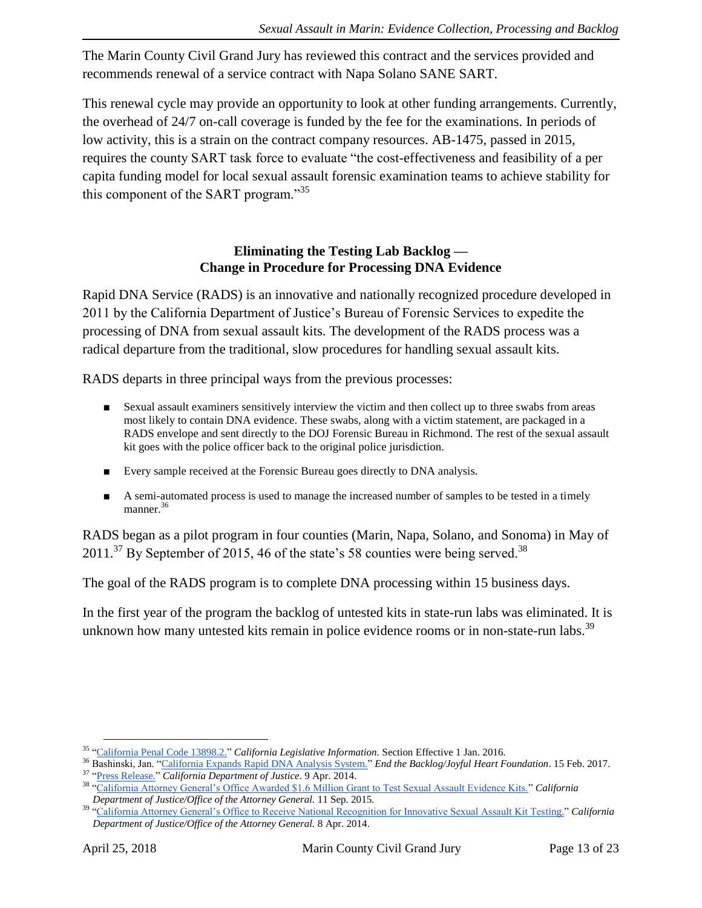The Marin County Civil Grand Jury has reviewed this contract and the services provided and recommends renewal of a service contract with Napa Solano SANE SART.

This renewal cycle may provide an opportunity to look at other funding arrangements. Currently, the overhead of 24/7 on-call coverage is funded by the fee for the examinations. In periods of low activity, this is a strain on the contract company resources. AB-1475, passed in 2015, requires the county SART task force to evaluate "the cost-effectiveness and feasibility of a per capita funding model for local sexual assault forensic examination teams to achieve stability for this component of the SART program."[35]

## Eliminating the Testing Lab Backlog — Change in Procedure for Processing DNA Evidence

Rapid DNA Service (RADS) is an innovative and nationally recognized procedure developed in 2011 by the California Department of Justice's Bureau of Forensic Services to expedite the processing of DNA from sexual assault kits. The development of the RADS process was a radical departure from the traditional, slow procedures for handling sexual assault kits.

RADS departs in three principal ways from the previous processes:

- Sexual assault examiners sensitively interview the victim and then collect up to three swabs from areas most likely to contain DNA evidence. These swabs, along with a victim statement, are packaged in a RADS envelope and sent directly to the DOJ Forensic Bureau in Richmond. The rest of the sexual assault kit goes with the police officer back to the original police jurisdiction.
- Every sample received at the Forensic Bureau goes directly to DNA analysis.
- A semi-automated process is used to manage the increased number of samples to be tested in a timely manner.[36]

RADS began as a pilot program in four counties (Marin, Napa, Solano, and Sonoma) in May of 2011.[37] By September of 2015, 46 of the state's 58 counties were being served.[38]

The goal of the RADS program is to complete DNA processing within 15 business days.

In the first year of the program the backlog of untested kits in state-run labs was eliminated. It is unknown how many untested kits remain in police evidence rooms or in non-state-run labs.[39]

---

[35] "California Penal Code 13898.2." *California Legislative Information.* Section Effective 1 Jan. 2016.

[36] Bashinski, Jan. "California Expands Rapid DNA Analysis System." *End the Backlog/Joyful Heart Foundation*. 15 Feb. 2017.

[37] "Press Release." *California Department of Justice*. 9 Apr. 2014.

[38] "California Attorney General's Office Awarded $1.6 Million Grant to Test Sexual Assault Evidence Kits." *California Department of Justice/Office of the Attorney General.* 11 Sep. 2015.

[39] "California Attorney General's Office to Receive National Recognition for Innovative Sexual Assault Kit Testing." *California Department of Justice/Office of the Attorney General.* 8 Apr. 2014.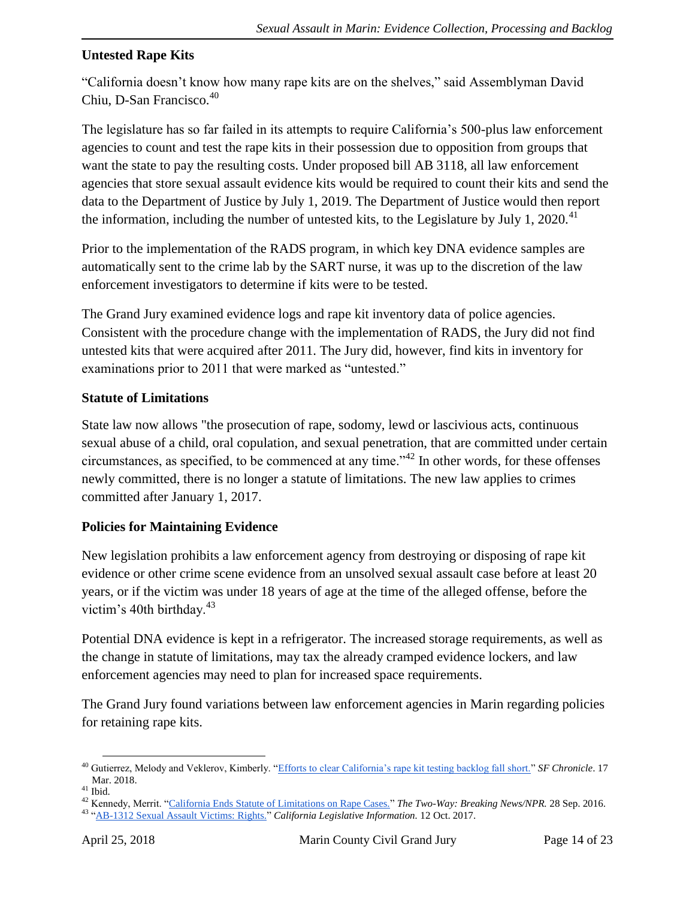### Untested Rape Kits

"California doesn't know how many rape kits are on the shelves," said Assemblyman David Chiu, D-San Francisco.[40]

The legislature has so far failed in its attempts to require California's 500-plus law enforcement agencies to count and test the rape kits in their possession due to opposition from groups that want the state to pay the resulting costs. Under proposed bill AB 3118, all law enforcement agencies that store sexual assault evidence kits would be required to count their kits and send the data to the Department of Justice by July 1, 2019. The Department of Justice would then report the information, including the number of untested kits, to the Legislature by July 1, 2020.[41]

Prior to the implementation of the RADS program, in which key DNA evidence samples are automatically sent to the crime lab by the SART nurse, it was up to the discretion of the law enforcement investigators to determine if kits were to be tested.

The Grand Jury examined evidence logs and rape kit inventory data of police agencies. Consistent with the procedure change with the implementation of RADS, the Jury did not find untested kits that were acquired after 2011. The Jury did, however, find kits in inventory for examinations prior to 2011 that were marked as "untested."

### Statute of Limitations

State law now allows "the prosecution of rape, sodomy, lewd or lascivious acts, continuous sexual abuse of a child, oral copulation, and sexual penetration, that are committed under certain circumstances, as specified, to be commenced at any time."[42] In other words, for these offenses newly committed, there is no longer a statute of limitations. The new law applies to crimes committed after January 1, 2017.

### Policies for Maintaining Evidence

New legislation prohibits a law enforcement agency from destroying or disposing of rape kit evidence or other crime scene evidence from an unsolved sexual assault case before at least 20 years, or if the victim was under 18 years of age at the time of the alleged offense, before the victim's 40th birthday.[43]

Potential DNA evidence is kept in a refrigerator. The increased storage requirements, as well as the change in statute of limitations, may tax the already cramped evidence lockers, and law enforcement agencies may need to plan for increased space requirements.

The Grand Jury found variations between law enforcement agencies in Marin regarding policies for retaining rape kits.

---

[40] Gutierrez, Melody and Veklerov, Kimberly. "Efforts to clear California's rape kit testing backlog fall short." *SF Chronicle*. 17 Mar. 2018.

[41] Ibid.

[42] Kennedy, Merrit. "California Ends Statute of Limitations on Rape Cases." *The Two-Way: Breaking News/NPR.* 28 Sep. 2016.

[43] "AB-1312 Sexual Assault Victims: Rights." *California Legislative Information.* 12 Oct. 2017.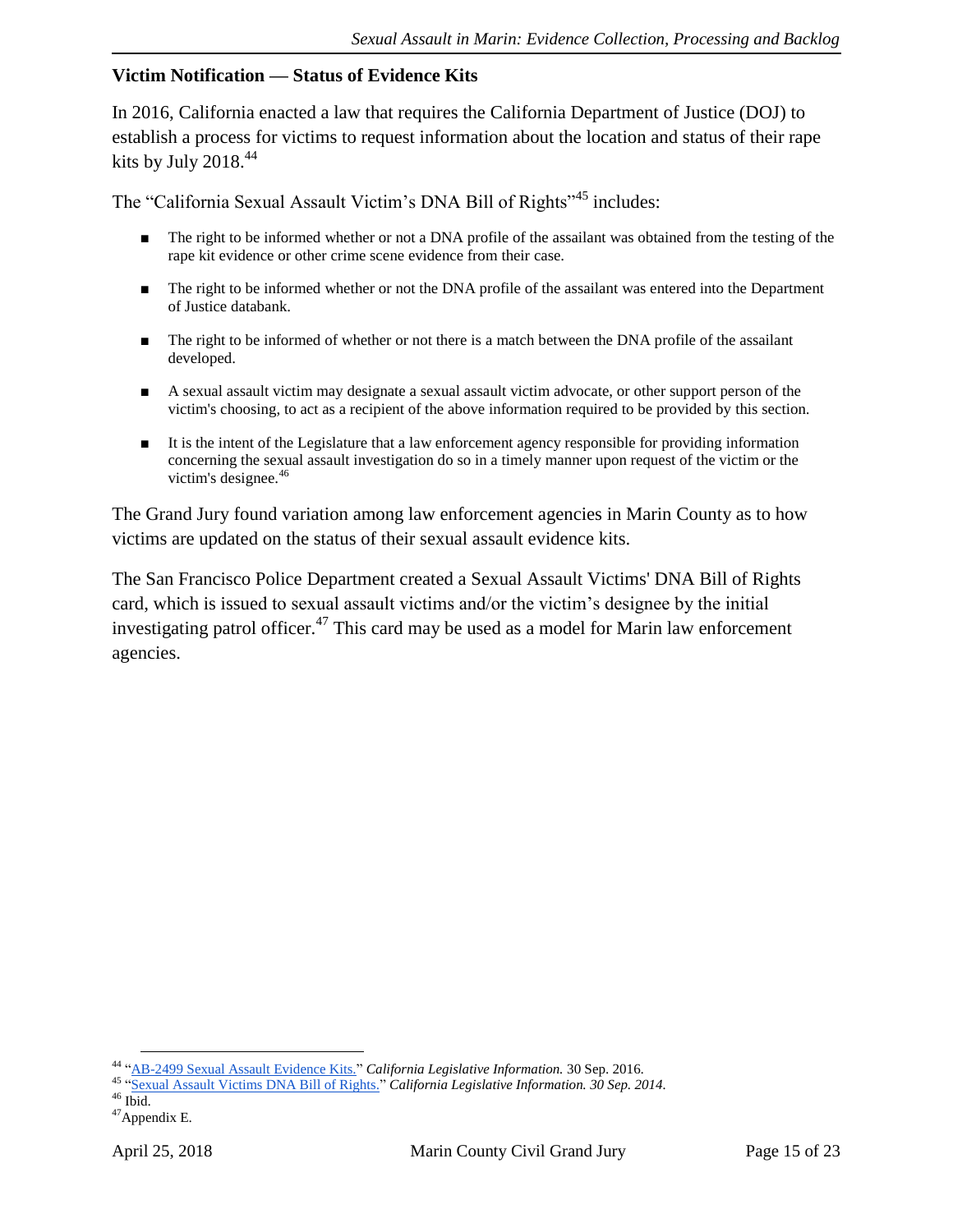### Victim Notification — Status of Evidence Kits

In 2016, California enacted a law that requires the California Department of Justice (DOJ) to establish a process for victims to request information about the location and status of their rape kits by July 2018.[44]

The "California Sexual Assault Victim's DNA Bill of Rights"[45] includes:

- The right to be informed whether or not a DNA profile of the assailant was obtained from the testing of the rape kit evidence or other crime scene evidence from their case.
- The right to be informed whether or not the DNA profile of the assailant was entered into the Department of Justice databank.
- The right to be informed of whether or not there is a match between the DNA profile of the assailant developed.
- A sexual assault victim may designate a sexual assault victim advocate, or other support person of the victim's choosing, to act as a recipient of the above information required to be provided by this section.
- It is the intent of the Legislature that a law enforcement agency responsible for providing information concerning the sexual assault investigation do so in a timely manner upon request of the victim or the victim's designee.[46]

The Grand Jury found variation among law enforcement agencies in Marin County as to how victims are updated on the status of their sexual assault evidence kits.

The San Francisco Police Department created a Sexual Assault Victims' DNA Bill of Rights card, which is issued to sexual assault victims and/or the victim's designee by the initial investigating patrol officer.[47] This card may be used as a model for Marin law enforcement agencies.

---

[44] "AB-2499 Sexual Assault Evidence Kits." *California Legislative Information.* 30 Sep. 2016.

[45] "Sexual Assault Victims DNA Bill of Rights." *California Legislative Information. 30 Sep. 2014.*

[46] Ibid.

[47] Appendix E.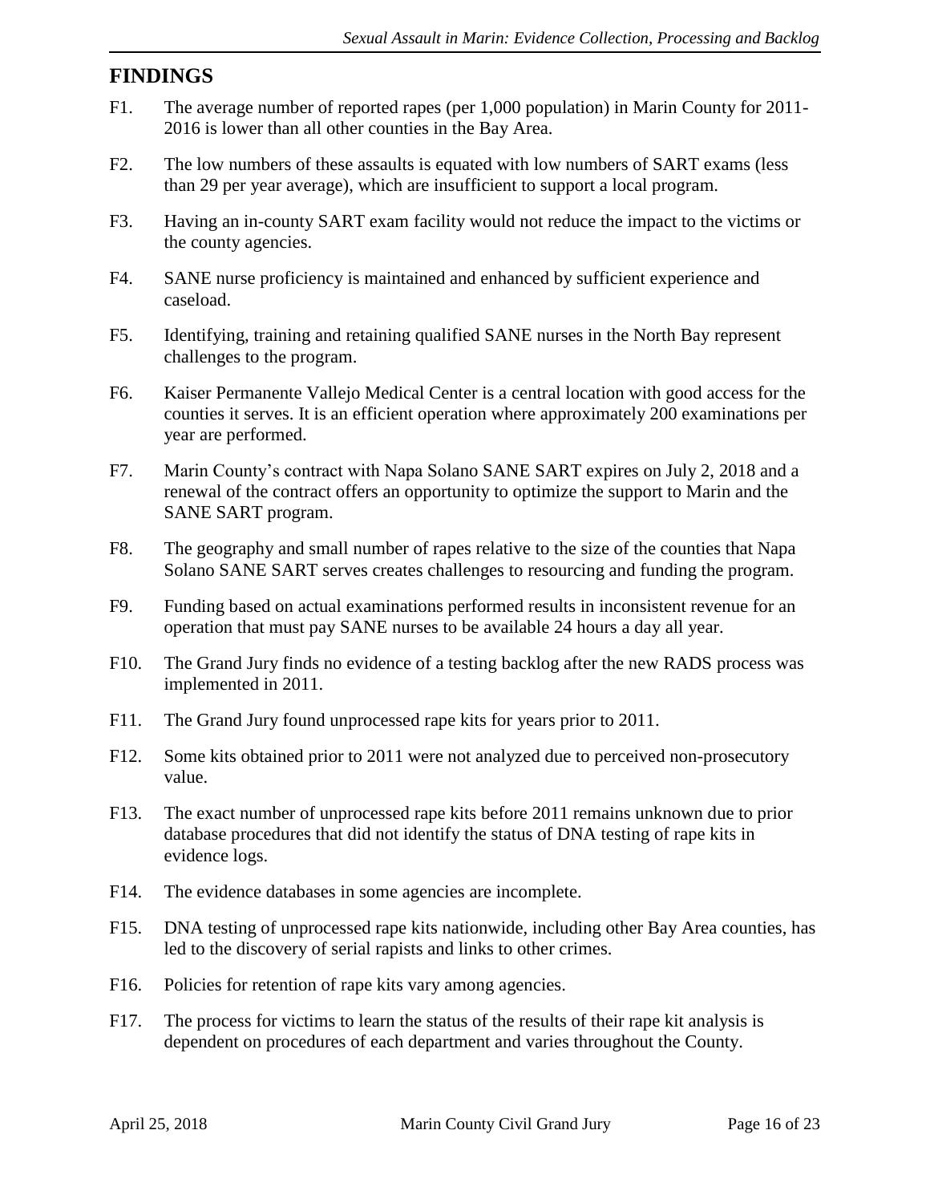## FINDINGS

F1. The average number of reported rapes (per 1,000 population) in Marin County for 2011-2016 is lower than all other counties in the Bay Area.

F2. The low numbers of these assaults is equated with low numbers of SART exams (less than 29 per year average), which are insufficient to support a local program.

F3. Having an in-county SART exam facility would not reduce the impact to the victims or the county agencies.

F4. SANE nurse proficiency is maintained and enhanced by sufficient experience and caseload.

F5. Identifying, training and retaining qualified SANE nurses in the North Bay represent challenges to the program.

F6. Kaiser Permanente Vallejo Medical Center is a central location with good access for the counties it serves. It is an efficient operation where approximately 200 examinations per year are performed.

F7. Marin County's contract with Napa Solano SANE SART expires on July 2, 2018 and a renewal of the contract offers an opportunity to optimize the support to Marin and the SANE SART program.

F8. The geography and small number of rapes relative to the size of the counties that Napa Solano SANE SART serves creates challenges to resourcing and funding the program.

F9. Funding based on actual examinations performed results in inconsistent revenue for an operation that must pay SANE nurses to be available 24 hours a day all year.

F10. The Grand Jury finds no evidence of a testing backlog after the new RADS process was implemented in 2011.

F11. The Grand Jury found unprocessed rape kits for years prior to 2011.

F12. Some kits obtained prior to 2011 were not analyzed due to perceived non-prosecutory value.

F13. The exact number of unprocessed rape kits before 2011 remains unknown due to prior database procedures that did not identify the status of DNA testing of rape kits in evidence logs.

F14. The evidence databases in some agencies are incomplete.

F15. DNA testing of unprocessed rape kits nationwide, including other Bay Area counties, has led to the discovery of serial rapists and links to other crimes.

F16. Policies for retention of rape kits vary among agencies.

F17. The process for victims to learn the status of the results of their rape kit analysis is dependent on procedures of each department and varies throughout the County.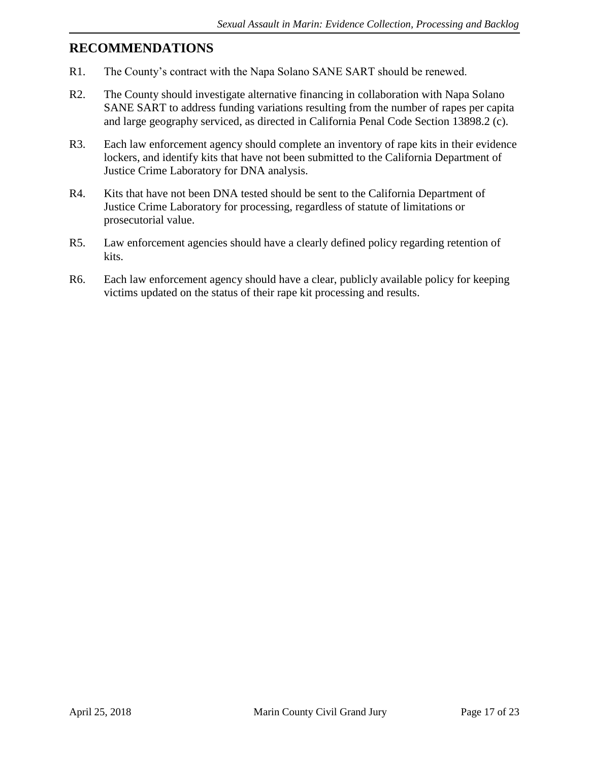## RECOMMENDATIONS

R1. The County's contract with the Napa Solano SANE SART should be renewed.

R2. The County should investigate alternative financing in collaboration with Napa Solano SANE SART to address funding variations resulting from the number of rapes per capita and large geography serviced, as directed in California Penal Code Section 13898.2 (c).

R3. Each law enforcement agency should complete an inventory of rape kits in their evidence lockers, and identify kits that have not been submitted to the California Department of Justice Crime Laboratory for DNA analysis.

R4. Kits that have not been DNA tested should be sent to the California Department of Justice Crime Laboratory for processing, regardless of statute of limitations or prosecutorial value.

R5. Law enforcement agencies should have a clearly defined policy regarding retention of kits.

R6. Each law enforcement agency should have a clear, publicly available policy for keeping victims updated on the status of their rape kit processing and results.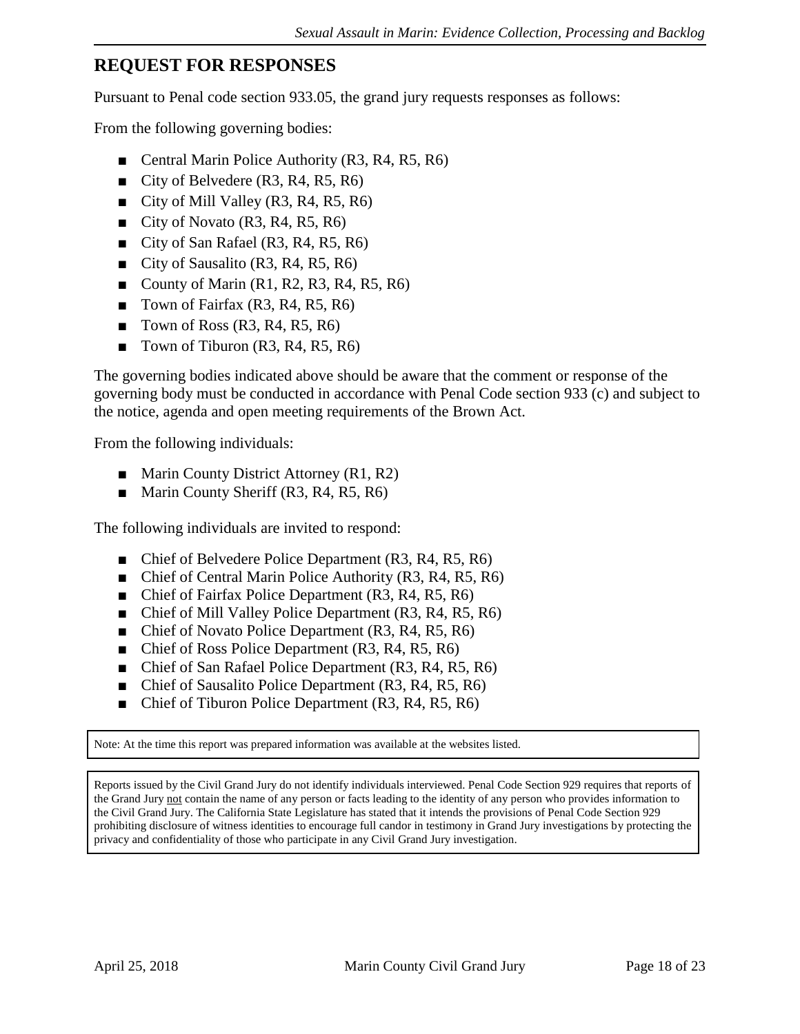## REQUEST FOR RESPONSES

Pursuant to Penal code section 933.05, the grand jury requests responses as follows:

From the following governing bodies:

- Central Marin Police Authority (R3, R4, R5, R6)
- City of Belvedere (R3, R4, R5, R6)
- City of Mill Valley (R3, R4, R5, R6)
- City of Novato (R3, R4, R5, R6)
- City of San Rafael (R3, R4, R5, R6)
- City of Sausalito (R3, R4, R5, R6)
- County of Marin (R1, R2, R3, R4, R5, R6)
- Town of Fairfax (R3, R4, R5, R6)
- Town of Ross (R3, R4, R5, R6)
- Town of Tiburon (R3, R4, R5, R6)

The governing bodies indicated above should be aware that the comment or response of the governing body must be conducted in accordance with Penal Code section 933 (c) and subject to the notice, agenda and open meeting requirements of the Brown Act.

From the following individuals:

- Marin County District Attorney (R1, R2)
- Marin County Sheriff (R3, R4, R5, R6)

The following individuals are invited to respond:

- Chief of Belvedere Police Department (R3, R4, R5, R6)
- Chief of Central Marin Police Authority (R3, R4, R5, R6)
- Chief of Fairfax Police Department (R3, R4, R5, R6)
- Chief of Mill Valley Police Department (R3, R4, R5, R6)
- Chief of Novato Police Department (R3, R4, R5, R6)
- Chief of Ross Police Department (R3, R4, R5, R6)
- Chief of San Rafael Police Department (R3, R4, R5, R6)
- Chief of Sausalito Police Department (R3, R4, R5, R6)
- Chief of Tiburon Police Department (R3, R4, R5, R6)

Note: At the time this report was prepared information was available at the websites listed.

Reports issued by the Civil Grand Jury do not identify individuals interviewed. Penal Code Section 929 requires that reports of the Grand Jury not contain the name of any person or facts leading to the identity of any person who provides information to the Civil Grand Jury. The California State Legislature has stated that it intends the provisions of Penal Code Section 929 prohibiting disclosure of witness identities to encourage full candor in testimony in Grand Jury investigations by protecting the privacy and confidentiality of those who participate in any Civil Grand Jury investigation.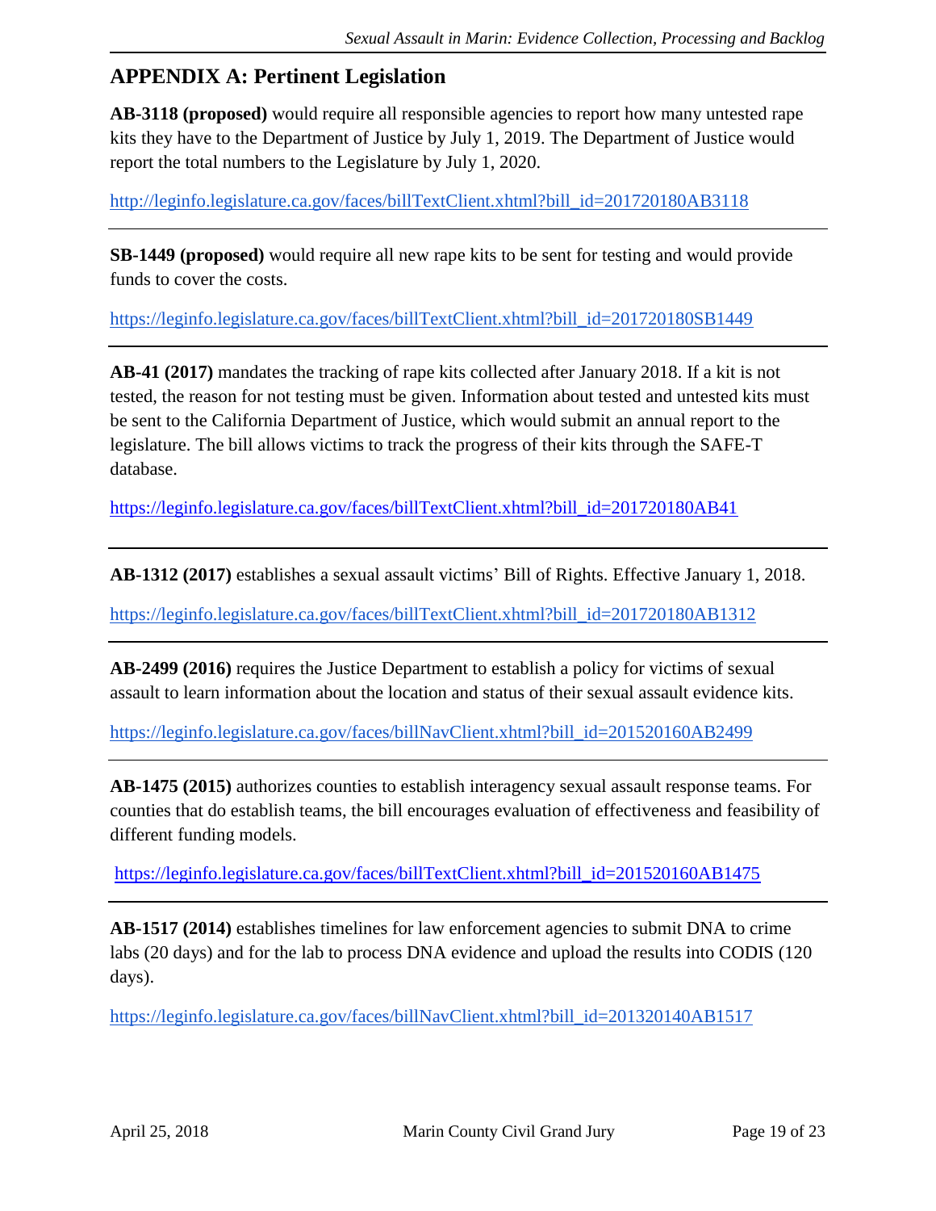## APPENDIX A: Pertinent Legislation

**AB-3118 (proposed)** would require all responsible agencies to report how many untested rape kits they have to the Department of Justice by July 1, 2019. The Department of Justice would report the total numbers to the Legislature by July 1, 2020.

http://leginfo.legislature.ca.gov/faces/billTextClient.xhtml?bill_id=201720180AB3118

---

**SB-1449 (proposed)** would require all new rape kits to be sent for testing and would provide funds to cover the costs.

https://leginfo.legislature.ca.gov/faces/billTextClient.xhtml?bill_id=201720180SB1449

---

**AB-41 (2017)** mandates the tracking of rape kits collected after January 2018. If a kit is not tested, the reason for not testing must be given. Information about tested and untested kits must be sent to the California Department of Justice, which would submit an annual report to the legislature. The bill allows victims to track the progress of their kits through the SAFE-T database.

https://leginfo.legislature.ca.gov/faces/billTextClient.xhtml?bill_id=201720180AB41

---

**AB-1312 (2017)** establishes a sexual assault victims' Bill of Rights. Effective January 1, 2018.

https://leginfo.legislature.ca.gov/faces/billTextClient.xhtml?bill_id=201720180AB1312

---

**AB-2499 (2016)** requires the Justice Department to establish a policy for victims of sexual assault to learn information about the location and status of their sexual assault evidence kits.

https://leginfo.legislature.ca.gov/faces/billNavClient.xhtml?bill_id=201520160AB2499

---

**AB-1475 (2015)** authorizes counties to establish interagency sexual assault response teams. For counties that do establish teams, the bill encourages evaluation of effectiveness and feasibility of different funding models.

https://leginfo.legislature.ca.gov/faces/billTextClient.xhtml?bill_id=201520160AB1475

---

**AB-1517 (2014)** establishes timelines for law enforcement agencies to submit DNA to crime labs (20 days) and for the lab to process DNA evidence and upload the results into CODIS (120 days).

https://leginfo.legislature.ca.gov/faces/billNavClient.xhtml?bill_id=201320140AB1517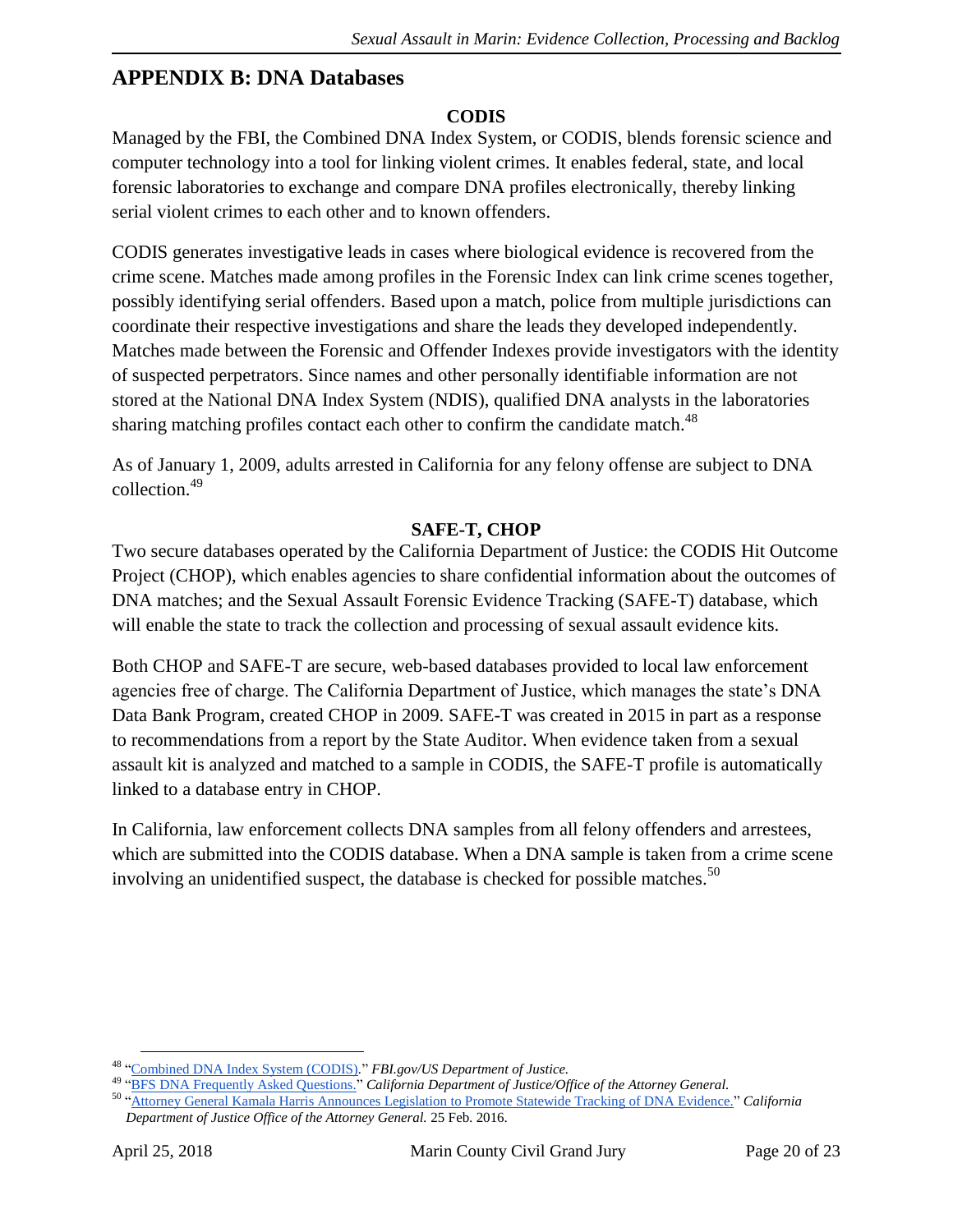## APPENDIX B: DNA Databases

### CODIS

Managed by the FBI, the Combined DNA Index System, or CODIS, blends forensic science and computer technology into a tool for linking violent crimes. It enables federal, state, and local forensic laboratories to exchange and compare DNA profiles electronically, thereby linking serial violent crimes to each other and to known offenders.

CODIS generates investigative leads in cases where biological evidence is recovered from the crime scene. Matches made among profiles in the Forensic Index can link crime scenes together, possibly identifying serial offenders. Based upon a match, police from multiple jurisdictions can coordinate their respective investigations and share the leads they developed independently. Matches made between the Forensic and Offender Indexes provide investigators with the identity of suspected perpetrators. Since names and other personally identifiable information are not stored at the National DNA Index System (NDIS), qualified DNA analysts in the laboratories sharing matching profiles contact each other to confirm the candidate match.[48]

As of January 1, 2009, adults arrested in California for any felony offense are subject to DNA collection.[49]

### SAFE-T, CHOP

Two secure databases operated by the California Department of Justice: the CODIS Hit Outcome Project (CHOP), which enables agencies to share confidential information about the outcomes of DNA matches; and the Sexual Assault Forensic Evidence Tracking (SAFE-T) database, which will enable the state to track the collection and processing of sexual assault evidence kits.

Both CHOP and SAFE-T are secure, web-based databases provided to local law enforcement agencies free of charge. The California Department of Justice, which manages the state's DNA Data Bank Program, created CHOP in 2009. SAFE-T was created in 2015 in part as a response to recommendations from a report by the State Auditor. When evidence taken from a sexual assault kit is analyzed and matched to a sample in CODIS, the SAFE-T profile is automatically linked to a database entry in CHOP.

In California, law enforcement collects DNA samples from all felony offenders and arrestees, which are submitted into the CODIS database. When a DNA sample is taken from a crime scene involving an unidentified suspect, the database is checked for possible matches.[50]

---

[48] "Combined DNA Index System (CODIS)." *FBI.gov/US Department of Justice.*

[49] "BFS DNA Frequently Asked Questions." *California Department of Justice/Office of the Attorney General.*

[50] "Attorney General Kamala Harris Announces Legislation to Promote Statewide Tracking of DNA Evidence." *California Department of Justice Office of the Attorney General.* 25 Feb. 2016.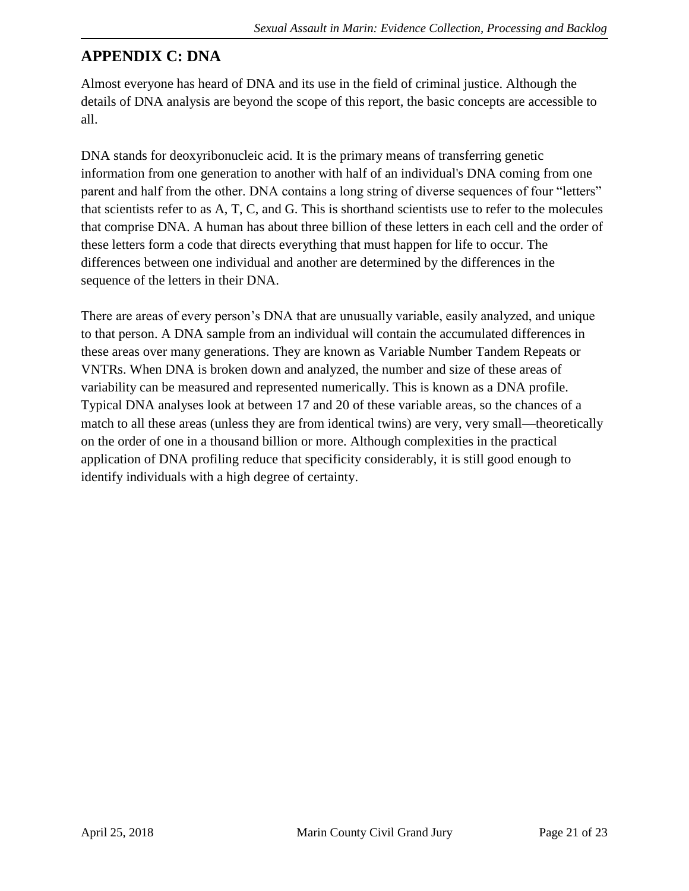## APPENDIX C: DNA

Almost everyone has heard of DNA and its use in the field of criminal justice. Although the details of DNA analysis are beyond the scope of this report, the basic concepts are accessible to all.

DNA stands for deoxyribonucleic acid. It is the primary means of transferring genetic information from one generation to another with half of an individual's DNA coming from one parent and half from the other. DNA contains a long string of diverse sequences of four "letters" that scientists refer to as A, T, C, and G. This is shorthand scientists use to refer to the molecules that comprise DNA. A human has about three billion of these letters in each cell and the order of these letters form a code that directs everything that must happen for life to occur. The differences between one individual and another are determined by the differences in the sequence of the letters in their DNA.

There are areas of every person's DNA that are unusually variable, easily analyzed, and unique to that person. A DNA sample from an individual will contain the accumulated differences in these areas over many generations. They are known as Variable Number Tandem Repeats or VNTRs. When DNA is broken down and analyzed, the number and size of these areas of variability can be measured and represented numerically. This is known as a DNA profile. Typical DNA analyses look at between 17 and 20 of these variable areas, so the chances of a match to all these areas (unless they are from identical twins) are very, very small—theoretically on the order of one in a thousand billion or more. Although complexities in the practical application of DNA profiling reduce that specificity considerably, it is still good enough to identify individuals with a high degree of certainty.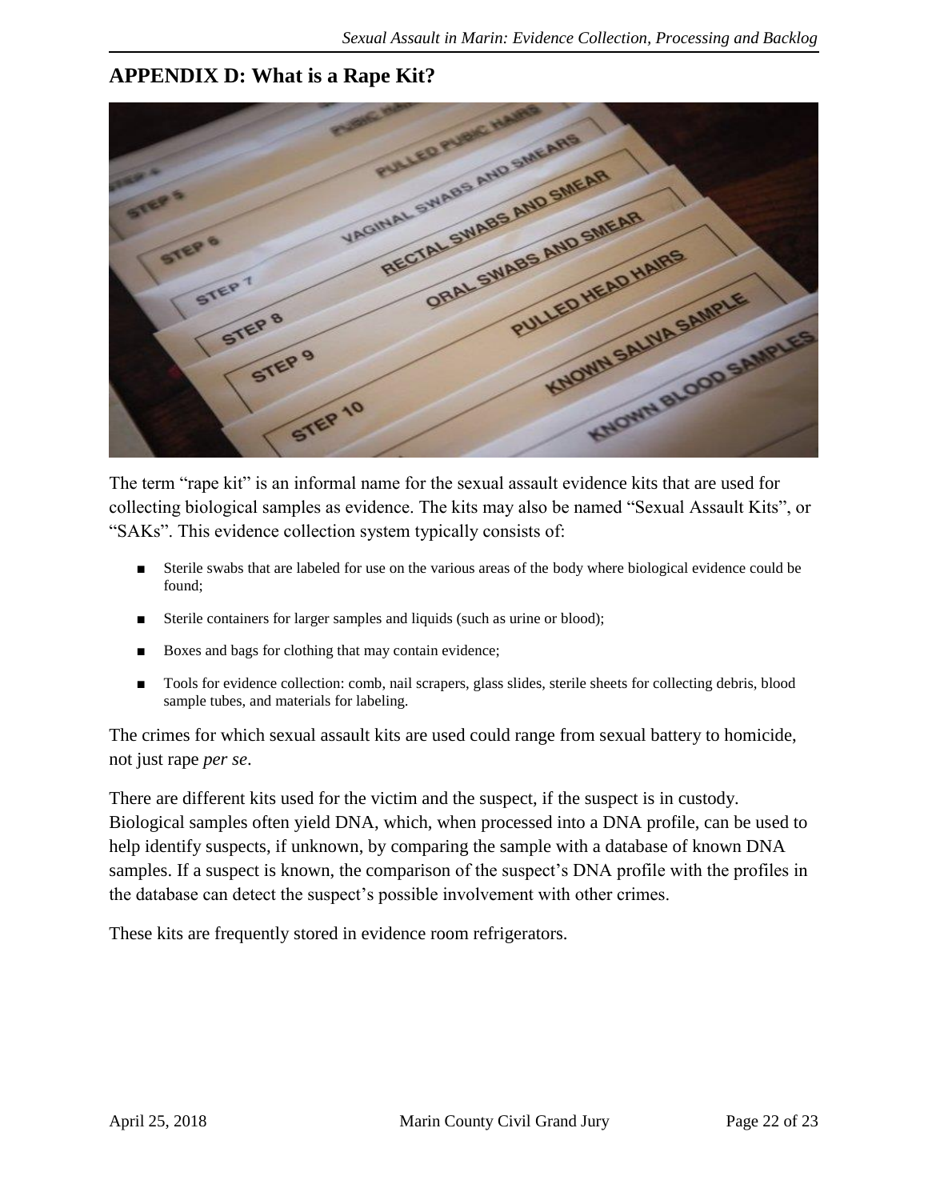## APPENDIX D: What is a Rape Kit?

The term "rape kit" is an informal name for the sexual assault evidence kits that are used for collecting biological samples as evidence. The kits may also be named "Sexual Assault Kits", or "SAKs". This evidence collection system typically consists of:

- Sterile swabs that are labeled for use on the various areas of the body where biological evidence could be found;
- Sterile containers for larger samples and liquids (such as urine or blood);
- Boxes and bags for clothing that may contain evidence;
- Tools for evidence collection: comb, nail scrapers, glass slides, sterile sheets for collecting debris, blood sample tubes, and materials for labeling.

The crimes for which sexual assault kits are used could range from sexual battery to homicide, not just rape *per se*.

There are different kits used for the victim and the suspect, if the suspect is in custody. Biological samples often yield DNA, which, when processed into a DNA profile, can be used to help identify suspects, if unknown, by comparing the sample with a database of known DNA samples. If a suspect is known, the comparison of the suspect's DNA profile with the profiles in the database can detect the suspect's possible involvement with other crimes.

These kits are frequently stored in evidence room refrigerators.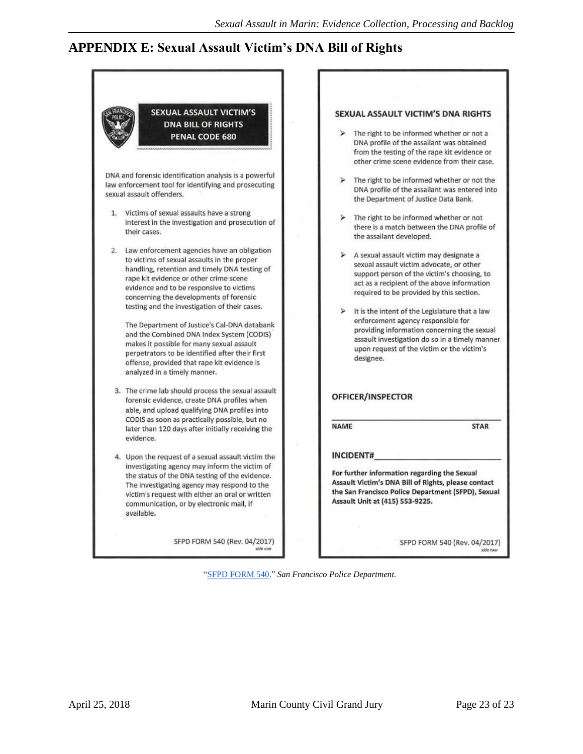# APPENDIX E: Sexual Assault Victim's DNA Bill of Rights

**SEXUAL ASSAULT VICTIM'S DNA BILL OF RIGHTS**
**PENAL CODE 680**

DNA and forensic identification analysis is a powerful law enforcement tool for identifying and prosecuting sexual assault offenders.

1. Victims of sexual assaults have a strong interest in the investigation and prosecution of their cases.

2. Law enforcement agencies have an obligation to victims of sexual assaults in the proper handling, retention and timely DNA testing of rape kit evidence or other crime scene evidence and to be responsive to victims concerning the developments of forensic testing and the investigation of their cases.

   The Department of Justice's Cal-DNA databank and the Combined DNA Index System (CODIS) makes it possible for many sexual assault perpetrators to be identified after their first offense, provided that rape kit evidence is analyzed in a timely manner.

3. The crime lab should process the sexual assault forensic evidence, create DNA profiles when able, and upload qualifying DNA profiles into CODIS as soon as practically possible, but no later than 120 days after initially receiving the evidence.

4. Upon the request of a sexual assault victim the investigating agency may inform the victim of the status of the DNA testing of the evidence. The investigating agency may respond to the victim's request with either an oral or written communication, or by electronic mail, if available.

SFPD FORM 540 (Rev. 04/2017)
*side one*

**SEXUAL ASSAULT VICTIM'S DNA RIGHTS**

- The right to be informed whether or not a DNA profile of the assailant was obtained from the testing of the rape kit evidence or other crime scene evidence from their case.
- The right to be informed whether or not the DNA profile of the assailant was entered into the Department of Justice Data Bank.
- The right to be informed whether or not there is a match between the DNA profile of the assailant developed.
- A sexual assault victim may designate a sexual assault victim advocate, or other support person of the victim's choosing, to act as a recipient of the above information required to be provided by this section.
- It is the intent of the Legislature that a law enforcement agency responsible for providing information concerning the sexual assault investigation do so in a timely manner upon request of the victim or the victim's designee.

**OFFICER/INSPECTOR**

**NAME** ______________________ **STAR**

**INCIDENT#** ______________________

**For further information regarding the Sexual Assault Victim's DNA Bill of Rights, please contact the San Francisco Police Department (SFPD), Sexual Assault Unit at (415) 553-9225.**

SFPD FORM 540 (Rev. 04/2017)
*side two*

"SFPD FORM 540." *San Francisco Police Department.*